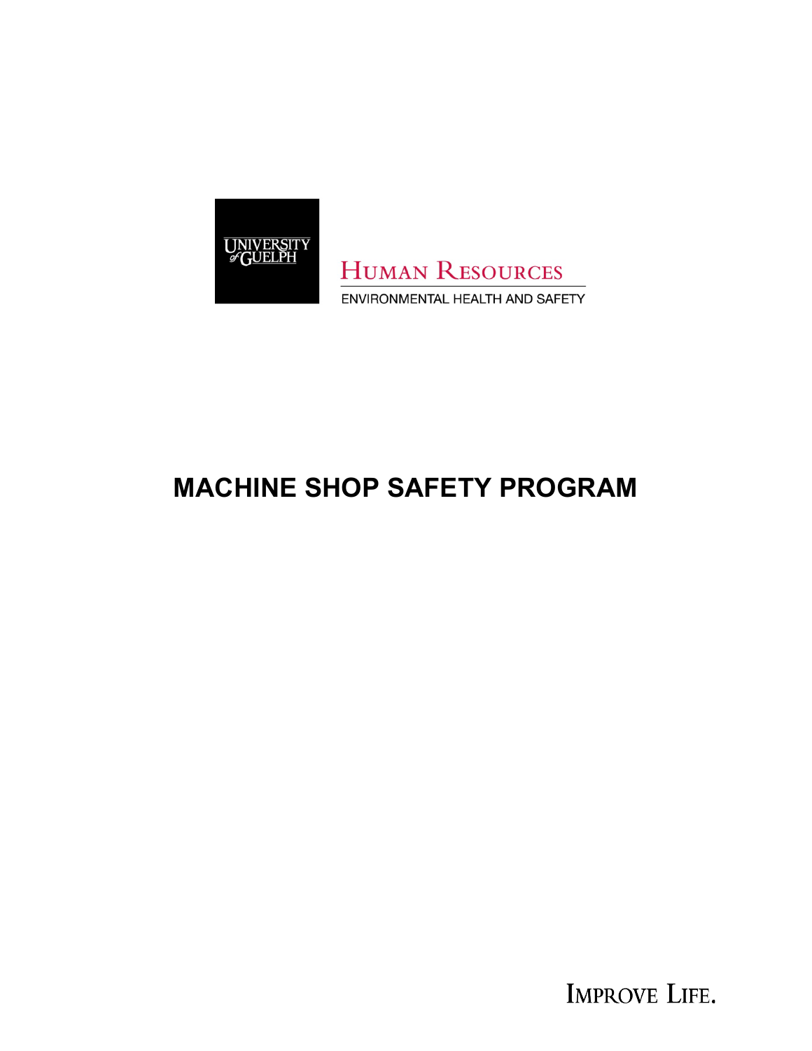UNIVERSITY of GUELPH

HUMAN RESOURCES

ENVIRONMENTAL HEALTH AND SAFETY

# MACHINE SHOP SAFETY PROGRAM

IMPROVE LIFE.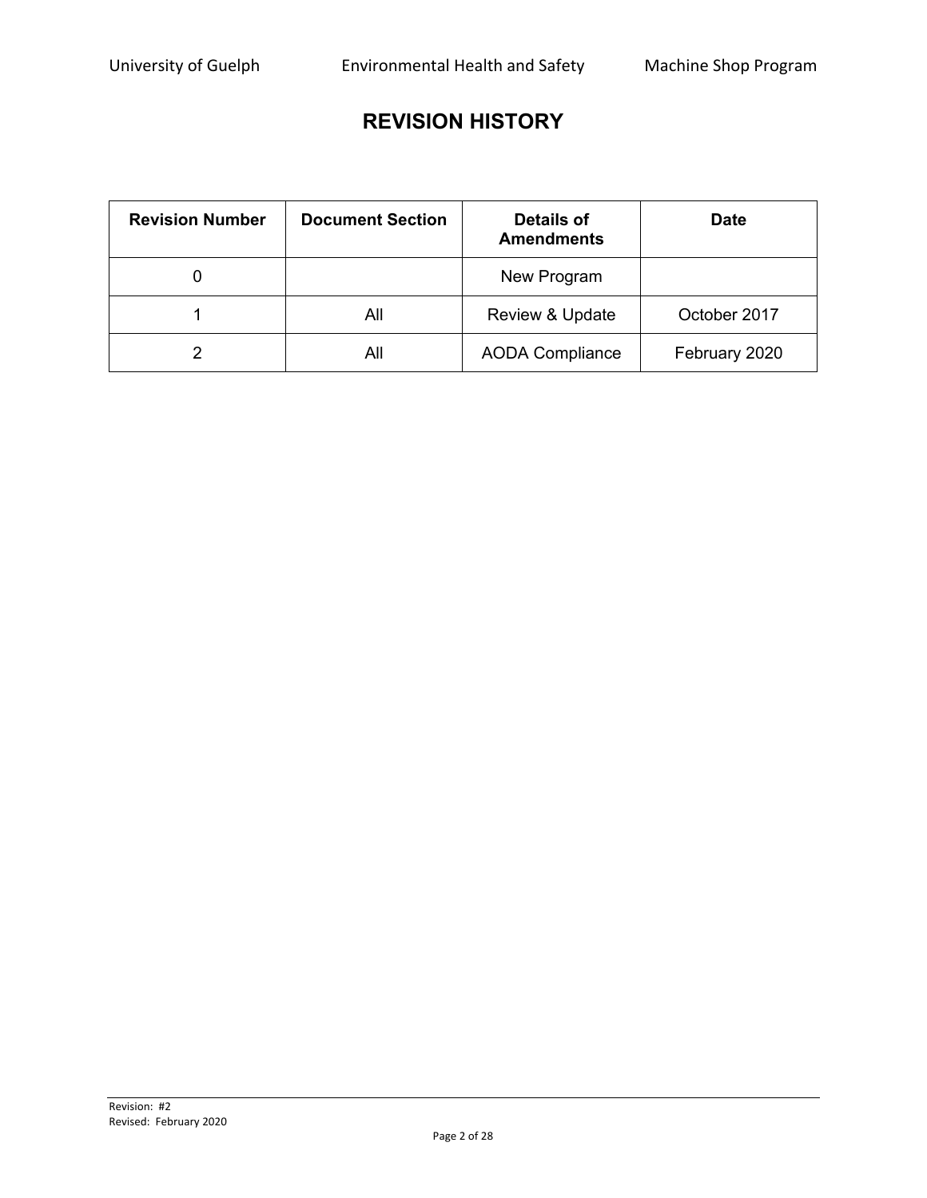# REVISION HISTORY

| Revision Number | Document Section | Details of Amendments | Date |
|---|---|---|---|
| 0 | | New Program | |
| 1 | All | Review & Update | October 2017 |
| 2 | All | AODA Compliance | February 2020 |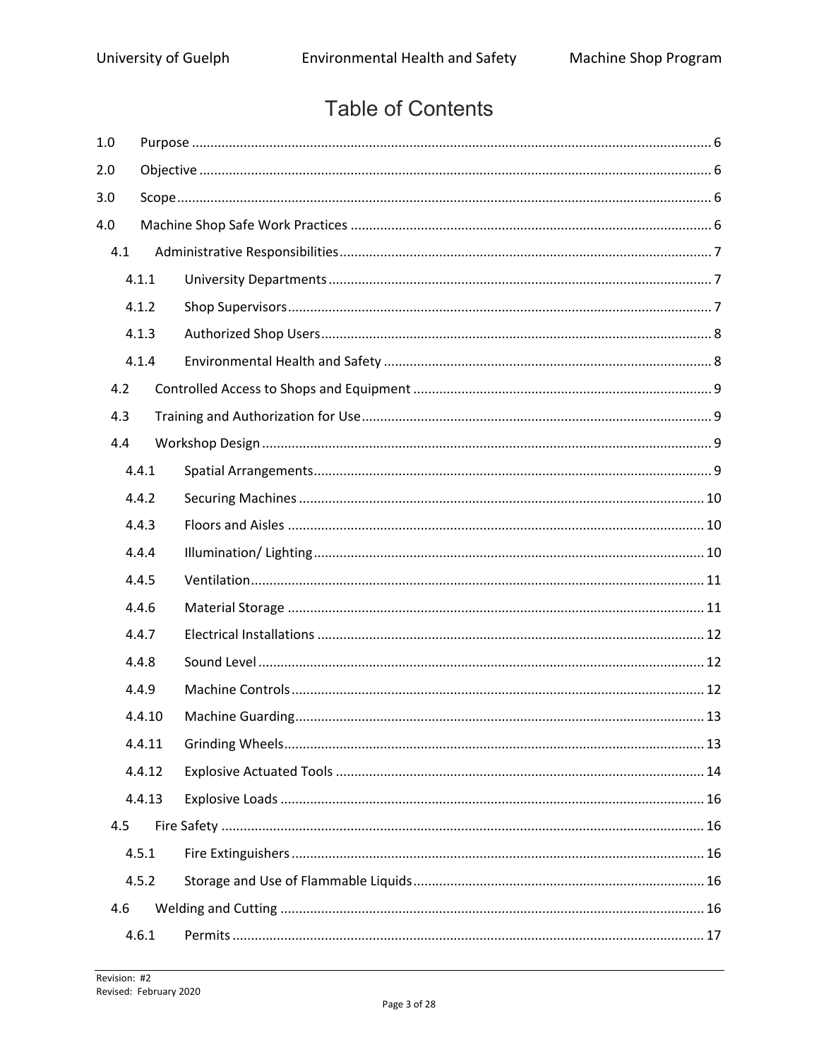# Table of Contents

1.0 Purpose ........ 6

2.0 Objective ........ 6

3.0 Scope ........ 6

4.0 Machine Shop Safe Work Practices ........ 6

- 4.1 Administrative Responsibilities ........ 7
  - 4.1.1 University Departments ........ 7
  - 4.1.2 Shop Supervisors ........ 7
  - 4.1.3 Authorized Shop Users ........ 8
  - 4.1.4 Environmental Health and Safety ........ 8
- 4.2 Controlled Access to Shops and Equipment ........ 9
- 4.3 Training and Authorization for Use ........ 9
- 4.4 Workshop Design ........ 9
  - 4.4.1 Spatial Arrangements ........ 9
  - 4.4.2 Securing Machines ........ 10
  - 4.4.3 Floors and Aisles ........ 10
  - 4.4.4 Illumination/ Lighting ........ 10
  - 4.4.5 Ventilation ........ 11
  - 4.4.6 Material Storage ........ 11
  - 4.4.7 Electrical Installations ........ 12
  - 4.4.8 Sound Level ........ 12
  - 4.4.9 Machine Controls ........ 12
  - 4.4.10 Machine Guarding ........ 13
  - 4.4.11 Grinding Wheels ........ 13
  - 4.4.12 Explosive Actuated Tools ........ 14
  - 4.4.13 Explosive Loads ........ 16
- 4.5 Fire Safety ........ 16
  - 4.5.1 Fire Extinguishers ........ 16
  - 4.5.2 Storage and Use of Flammable Liquids ........ 16
- 4.6 Welding and Cutting ........ 16
  - 4.6.1 Permits ........ 17

Revision: #2
Revised: February 2020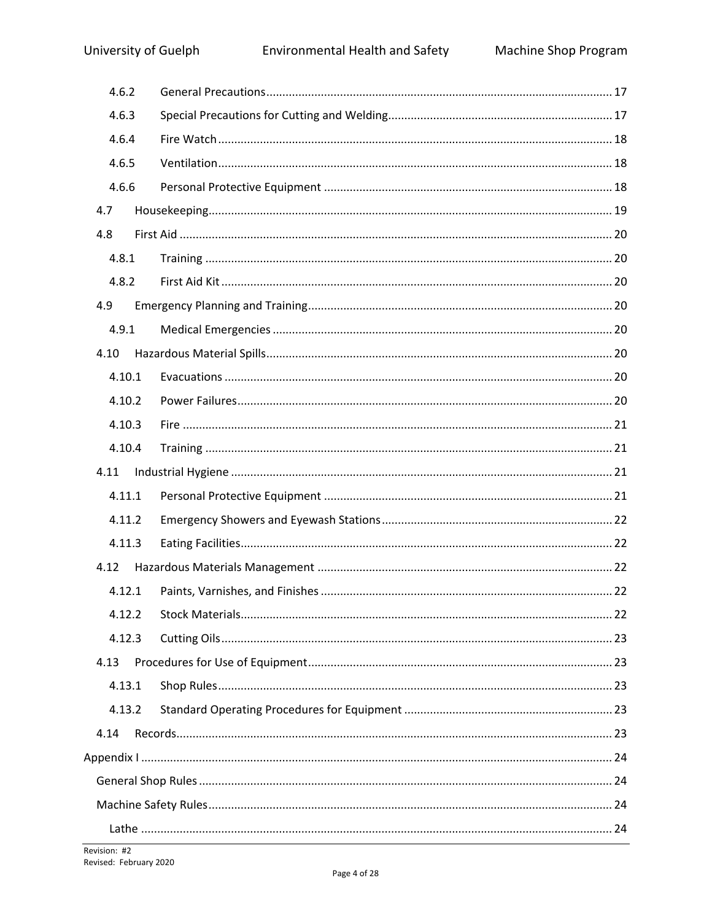| | | |
|---|---|---|
| 4.6.2 | General Precautions | 17 |
| 4.6.3 | Special Precautions for Cutting and Welding | 17 |
| 4.6.4 | Fire Watch | 18 |
| 4.6.5 | Ventilation | 18 |
| 4.6.6 | Personal Protective Equipment | 18 |
| 4.7 | Housekeeping | 19 |
| 4.8 | First Aid | 20 |
| 4.8.1 | Training | 20 |
| 4.8.2 | First Aid Kit | 20 |
| 4.9 | Emergency Planning and Training | 20 |
| 4.9.1 | Medical Emergencies | 20 |
| 4.10 | Hazardous Material Spills | 20 |
| 4.10.1 | Evacuations | 20 |
| 4.10.2 | Power Failures | 20 |
| 4.10.3 | Fire | 21 |
| 4.10.4 | Training | 21 |
| 4.11 | Industrial Hygiene | 21 |
| 4.11.1 | Personal Protective Equipment | 21 |
| 4.11.2 | Emergency Showers and Eyewash Stations | 22 |
| 4.11.3 | Eating Facilities | 22 |
| 4.12 | Hazardous Materials Management | 22 |
| 4.12.1 | Paints, Varnishes, and Finishes | 22 |
| 4.12.2 | Stock Materials | 22 |
| 4.12.3 | Cutting Oils | 23 |
| 4.13 | Procedures for Use of Equipment | 23 |
| 4.13.1 | Shop Rules | 23 |
| 4.13.2 | Standard Operating Procedures for Equipment | 23 |
| 4.14 | Records | 23 |
| Appendix I | | 24 |
| General Shop Rules | | 24 |
| Machine Safety Rules | | 24 |
| Lathe | | 24 |

Revision: #2
Revised: February 2020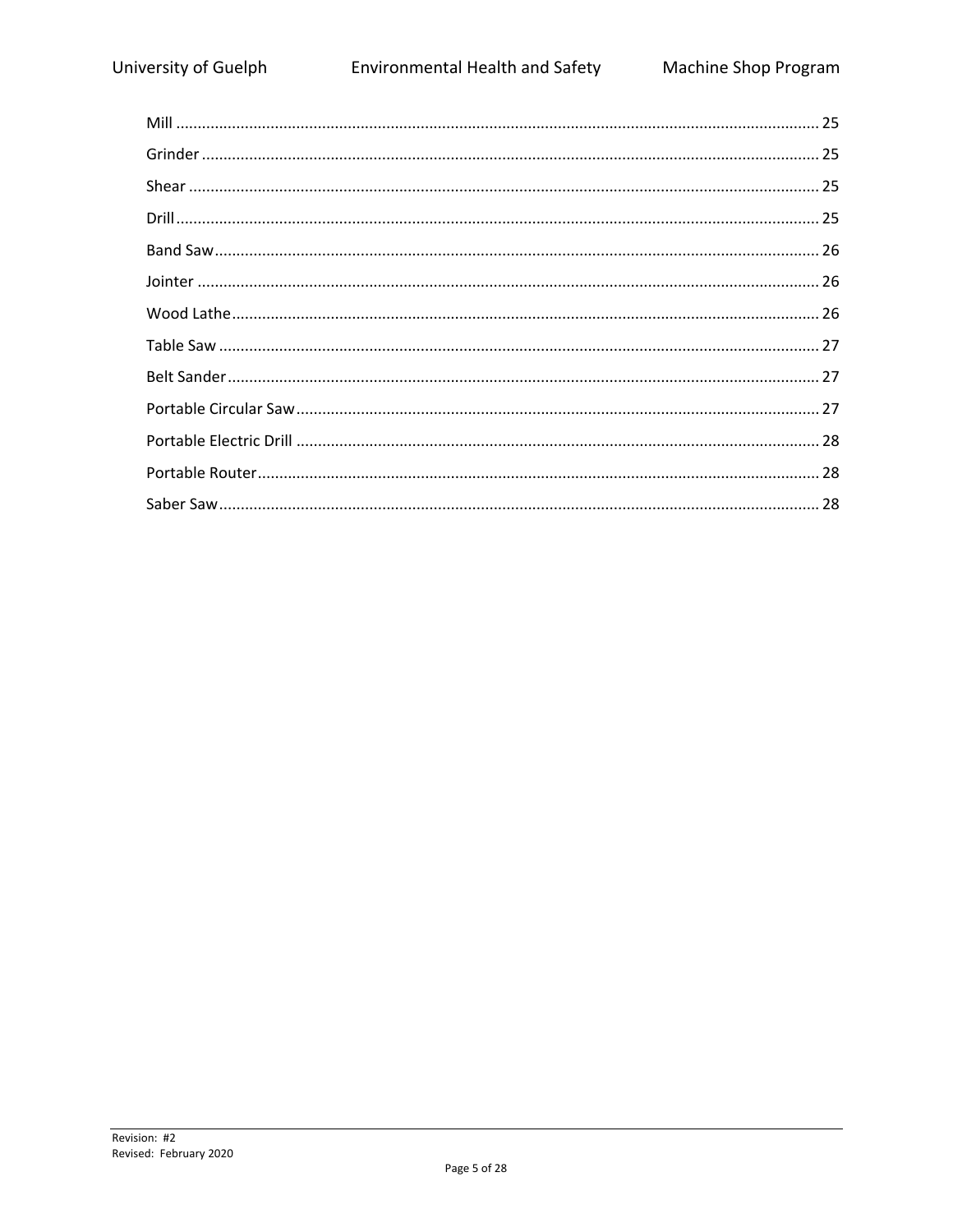Mill .................................................................................................................................................... 25

Grinder .............................................................................................................................................. 25

Shear ................................................................................................................................................. 25

Drill .................................................................................................................................................... 25

Band Saw ........................................................................................................................................... 26

Jointer ............................................................................................................................................... 26

Wood Lathe ....................................................................................................................................... 26

Table Saw .......................................................................................................................................... 27

Belt Sander ........................................................................................................................................ 27

Portable Circular Saw ......................................................................................................................... 27

Portable Electric Drill ......................................................................................................................... 28

Portable Router ................................................................................................................................. 28

Saber Saw .......................................................................................................................................... 28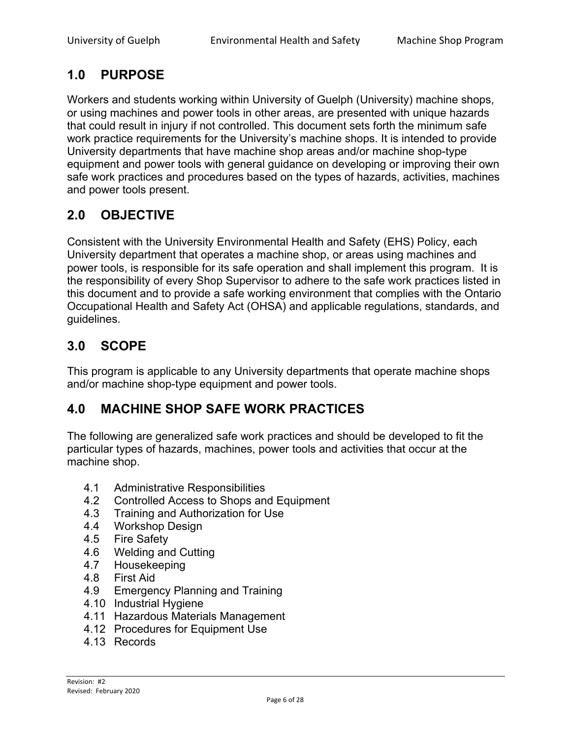## 1.0 PURPOSE

Workers and students working within University of Guelph (University) machine shops, or using machines and power tools in other areas, are presented with unique hazards that could result in injury if not controlled. This document sets forth the minimum safe work practice requirements for the University's machine shops. It is intended to provide University departments that have machine shop areas and/or machine shop-type equipment and power tools with general guidance on developing or improving their own safe work practices and procedures based on the types of hazards, activities, machines and power tools present.

## 2.0 OBJECTIVE

Consistent with the University Environmental Health and Safety (EHS) Policy, each University department that operates a machine shop, or areas using machines and power tools, is responsible for its safe operation and shall implement this program. It is the responsibility of every Shop Supervisor to adhere to the safe work practices listed in this document and to provide a safe working environment that complies with the Ontario Occupational Health and Safety Act (OHSA) and applicable regulations, standards, and guidelines.

## 3.0 SCOPE

This program is applicable to any University departments that operate machine shops and/or machine shop-type equipment and power tools.

## 4.0 MACHINE SHOP SAFE WORK PRACTICES

The following are generalized safe work practices and should be developed to fit the particular types of hazards, machines, power tools and activities that occur at the machine shop.

- 4.1 Administrative Responsibilities
- 4.2 Controlled Access to Shops and Equipment
- 4.3 Training and Authorization for Use
- 4.4 Workshop Design
- 4.5 Fire Safety
- 4.6 Welding and Cutting
- 4.7 Housekeeping
- 4.8 First Aid
- 4.9 Emergency Planning and Training
- 4.10 Industrial Hygiene
- 4.11 Hazardous Materials Management
- 4.12 Procedures for Equipment Use
- 4.13 Records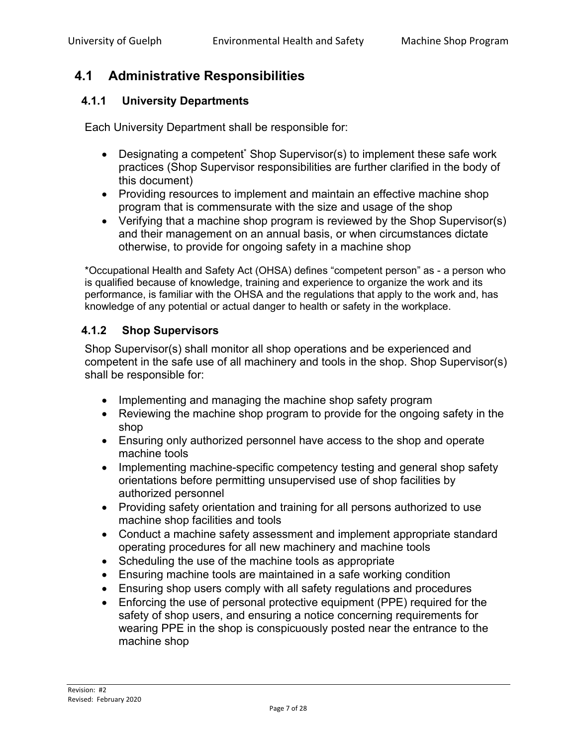## 4.1 Administrative Responsibilities

### 4.1.1 University Departments

Each University Department shall be responsible for:

- Designating a competent* Shop Supervisor(s) to implement these safe work practices (Shop Supervisor responsibilities are further clarified in the body of this document)
- Providing resources to implement and maintain an effective machine shop program that is commensurate with the size and usage of the shop
- Verifying that a machine shop program is reviewed by the Shop Supervisor(s) and their management on an annual basis, or when circumstances dictate otherwise, to provide for ongoing safety in a machine shop

*Occupational Health and Safety Act (OHSA) defines "competent person" as - a person who is qualified because of knowledge, training and experience to organize the work and its performance, is familiar with the OHSA and the regulations that apply to the work and, has knowledge of any potential or actual danger to health or safety in the workplace.

### 4.1.2 Shop Supervisors

Shop Supervisor(s) shall monitor all shop operations and be experienced and competent in the safe use of all machinery and tools in the shop. Shop Supervisor(s) shall be responsible for:

- Implementing and managing the machine shop safety program
- Reviewing the machine shop program to provide for the ongoing safety in the shop
- Ensuring only authorized personnel have access to the shop and operate machine tools
- Implementing machine-specific competency testing and general shop safety orientations before permitting unsupervised use of shop facilities by authorized personnel
- Providing safety orientation and training for all persons authorized to use machine shop facilities and tools
- Conduct a machine safety assessment and implement appropriate standard operating procedures for all new machinery and machine tools
- Scheduling the use of the machine tools as appropriate
- Ensuring machine tools are maintained in a safe working condition
- Ensuring shop users comply with all safety regulations and procedures
- Enforcing the use of personal protective equipment (PPE) required for the safety of shop users, and ensuring a notice concerning requirements for wearing PPE in the shop is conspicuously posted near the entrance to the machine shop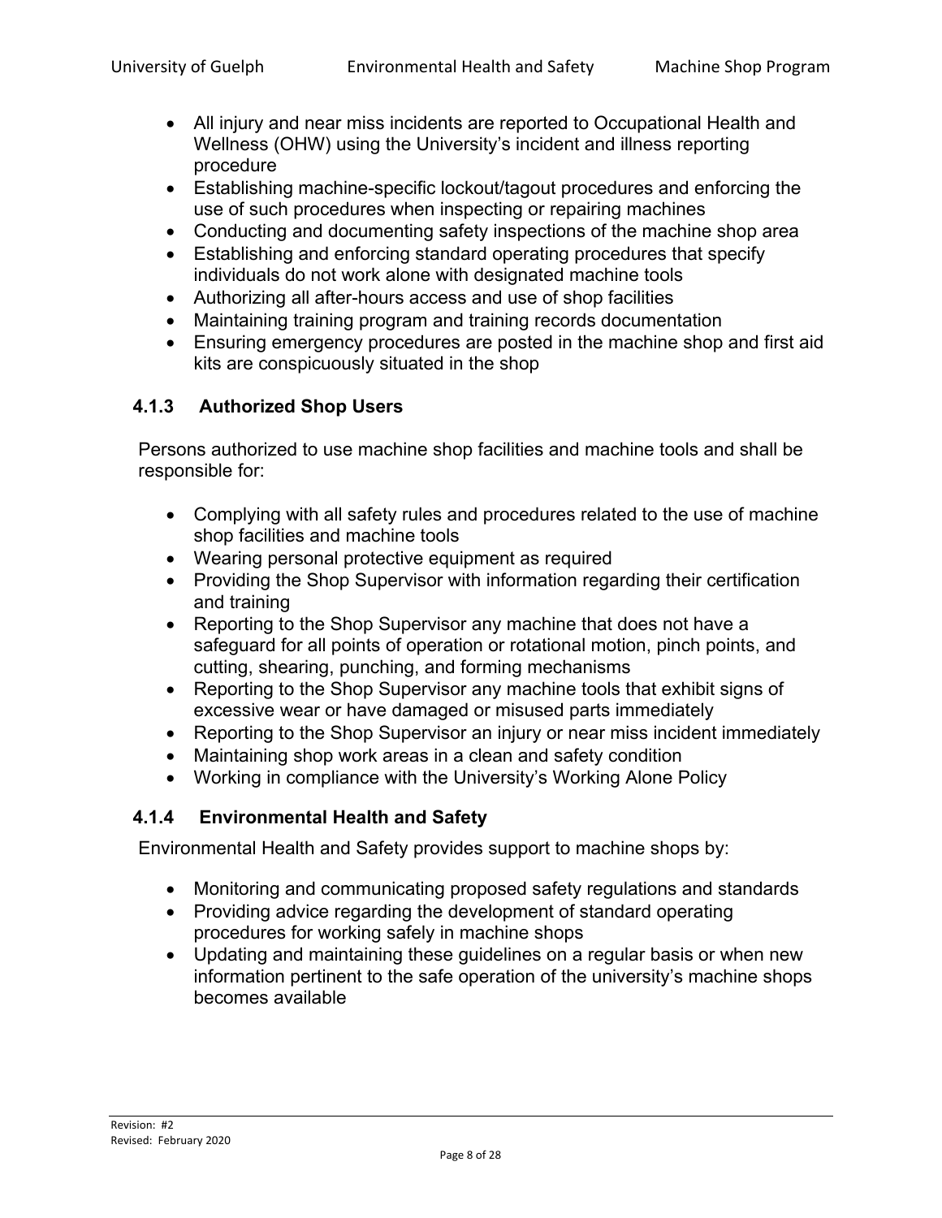- All injury and near miss incidents are reported to Occupational Health and Wellness (OHW) using the University's incident and illness reporting procedure
- Establishing machine-specific lockout/tagout procedures and enforcing the use of such procedures when inspecting or repairing machines
- Conducting and documenting safety inspections of the machine shop area
- Establishing and enforcing standard operating procedures that specify individuals do not work alone with designated machine tools
- Authorizing all after-hours access and use of shop facilities
- Maintaining training program and training records documentation
- Ensuring emergency procedures are posted in the machine shop and first aid kits are conspicuously situated in the shop

### 4.1.3 Authorized Shop Users

Persons authorized to use machine shop facilities and machine tools and shall be responsible for:

- Complying with all safety rules and procedures related to the use of machine shop facilities and machine tools
- Wearing personal protective equipment as required
- Providing the Shop Supervisor with information regarding their certification and training
- Reporting to the Shop Supervisor any machine that does not have a safeguard for all points of operation or rotational motion, pinch points, and cutting, shearing, punching, and forming mechanisms
- Reporting to the Shop Supervisor any machine tools that exhibit signs of excessive wear or have damaged or misused parts immediately
- Reporting to the Shop Supervisor an injury or near miss incident immediately
- Maintaining shop work areas in a clean and safety condition
- Working in compliance with the University's Working Alone Policy

### 4.1.4 Environmental Health and Safety

Environmental Health and Safety provides support to machine shops by:

- Monitoring and communicating proposed safety regulations and standards
- Providing advice regarding the development of standard operating procedures for working safely in machine shops
- Updating and maintaining these guidelines on a regular basis or when new information pertinent to the safe operation of the university's machine shops becomes available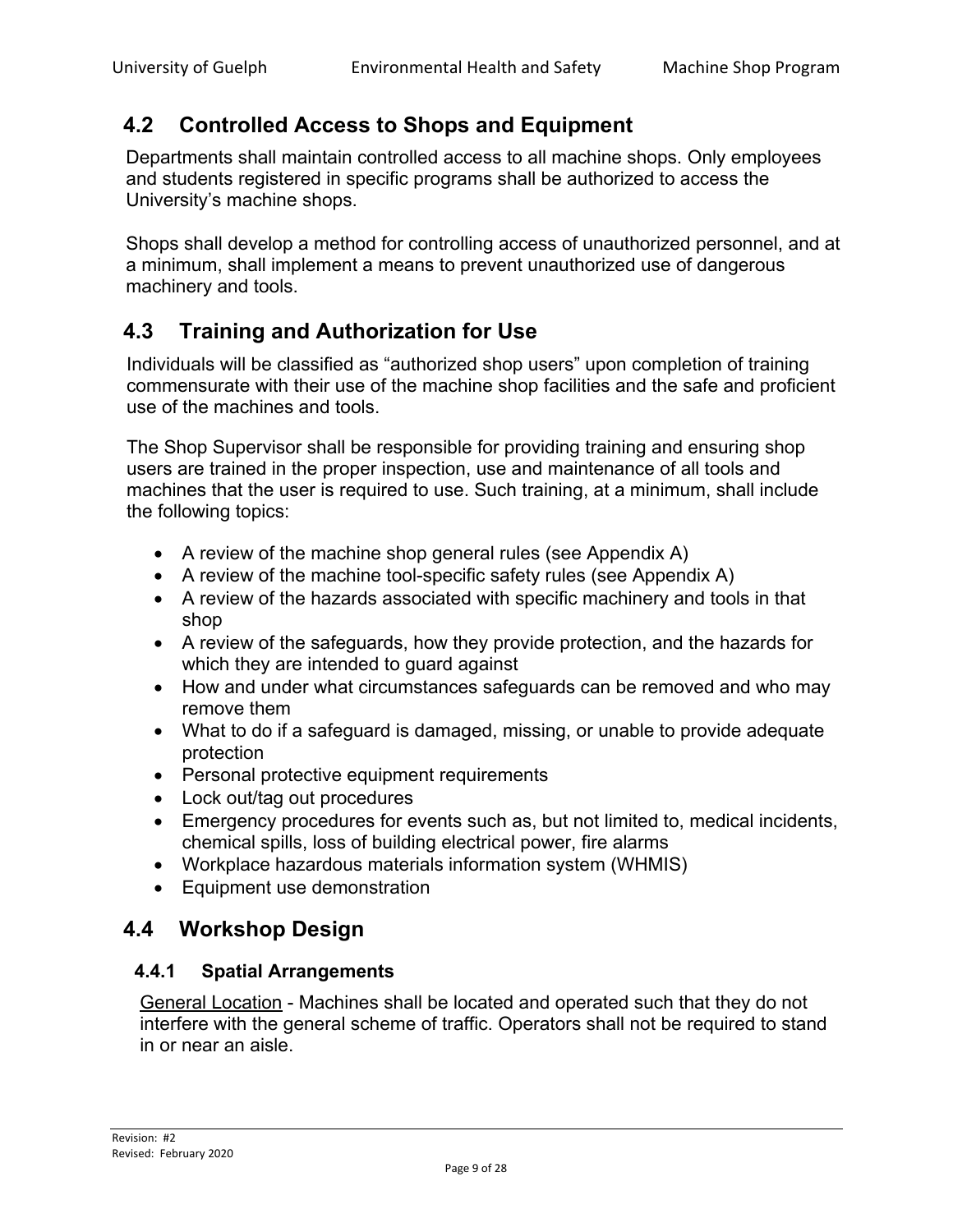## 4.2 Controlled Access to Shops and Equipment

Departments shall maintain controlled access to all machine shops. Only employees and students registered in specific programs shall be authorized to access the University's machine shops.

Shops shall develop a method for controlling access of unauthorized personnel, and at a minimum, shall implement a means to prevent unauthorized use of dangerous machinery and tools.

## 4.3 Training and Authorization for Use

Individuals will be classified as "authorized shop users" upon completion of training commensurate with their use of the machine shop facilities and the safe and proficient use of the machines and tools.

The Shop Supervisor shall be responsible for providing training and ensuring shop users are trained in the proper inspection, use and maintenance of all tools and machines that the user is required to use. Such training, at a minimum, shall include the following topics:

- A review of the machine shop general rules (see Appendix A)
- A review of the machine tool-specific safety rules (see Appendix A)
- A review of the hazards associated with specific machinery and tools in that shop
- A review of the safeguards, how they provide protection, and the hazards for which they are intended to guard against
- How and under what circumstances safeguards can be removed and who may remove them
- What to do if a safeguard is damaged, missing, or unable to provide adequate protection
- Personal protective equipment requirements
- Lock out/tag out procedures
- Emergency procedures for events such as, but not limited to, medical incidents, chemical spills, loss of building electrical power, fire alarms
- Workplace hazardous materials information system (WHMIS)
- Equipment use demonstration

## 4.4 Workshop Design

### 4.4.1 Spatial Arrangements

General Location - Machines shall be located and operated such that they do not interfere with the general scheme of traffic. Operators shall not be required to stand in or near an aisle.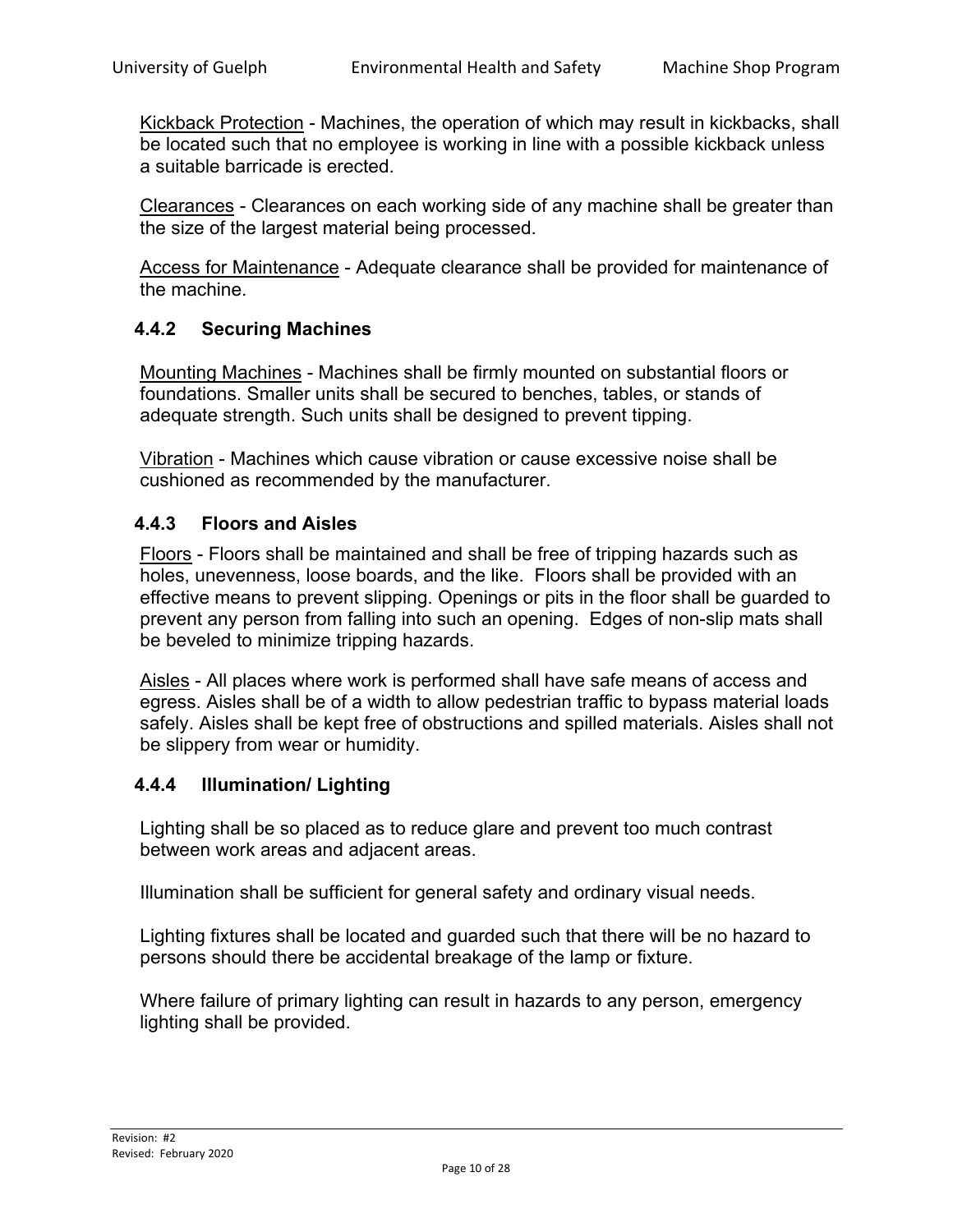Kickback Protection - Machines, the operation of which may result in kickbacks, shall be located such that no employee is working in line with a possible kickback unless a suitable barricade is erected.

Clearances - Clearances on each working side of any machine shall be greater than the size of the largest material being processed.

Access for Maintenance - Adequate clearance shall be provided for maintenance of the machine.

### 4.4.2 Securing Machines

Mounting Machines - Machines shall be firmly mounted on substantial floors or foundations. Smaller units shall be secured to benches, tables, or stands of adequate strength. Such units shall be designed to prevent tipping.

Vibration - Machines which cause vibration or cause excessive noise shall be cushioned as recommended by the manufacturer.

### 4.4.3 Floors and Aisles

Floors - Floors shall be maintained and shall be free of tripping hazards such as holes, unevenness, loose boards, and the like. Floors shall be provided with an effective means to prevent slipping. Openings or pits in the floor shall be guarded to prevent any person from falling into such an opening. Edges of non-slip mats shall be beveled to minimize tripping hazards.

Aisles - All places where work is performed shall have safe means of access and egress. Aisles shall be of a width to allow pedestrian traffic to bypass material loads safely. Aisles shall be kept free of obstructions and spilled materials. Aisles shall not be slippery from wear or humidity.

### 4.4.4 Illumination/ Lighting

Lighting shall be so placed as to reduce glare and prevent too much contrast between work areas and adjacent areas.

Illumination shall be sufficient for general safety and ordinary visual needs.

Lighting fixtures shall be located and guarded such that there will be no hazard to persons should there be accidental breakage of the lamp or fixture.

Where failure of primary lighting can result in hazards to any person, emergency lighting shall be provided.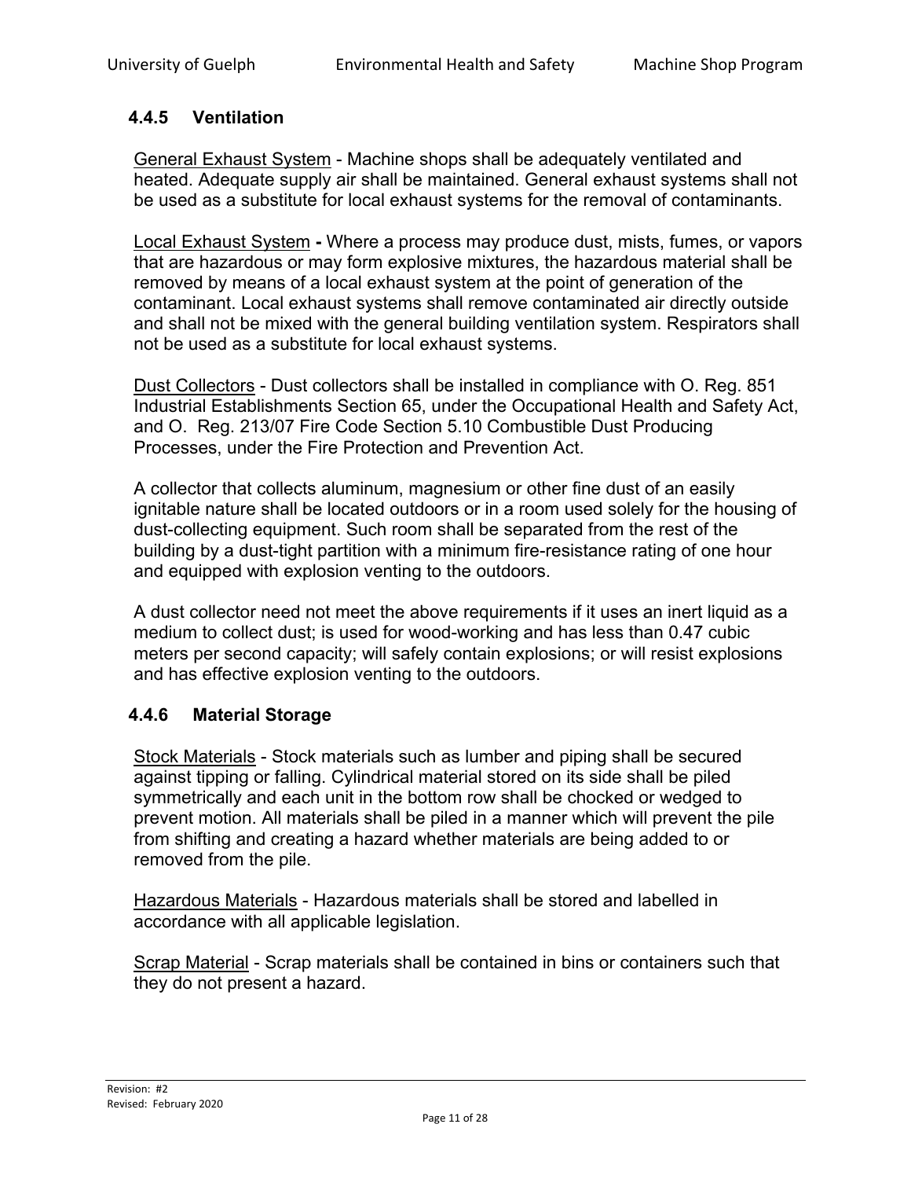### 4.4.5 Ventilation

General Exhaust System - Machine shops shall be adequately ventilated and heated. Adequate supply air shall be maintained. General exhaust systems shall not be used as a substitute for local exhaust systems for the removal of contaminants.

Local Exhaust System **-** Where a process may produce dust, mists, fumes, or vapors that are hazardous or may form explosive mixtures, the hazardous material shall be removed by means of a local exhaust system at the point of generation of the contaminant. Local exhaust systems shall remove contaminated air directly outside and shall not be mixed with the general building ventilation system. Respirators shall not be used as a substitute for local exhaust systems.

Dust Collectors - Dust collectors shall be installed in compliance with O. Reg. 851 Industrial Establishments Section 65, under the Occupational Health and Safety Act, and O. Reg. 213/07 Fire Code Section 5.10 Combustible Dust Producing Processes, under the Fire Protection and Prevention Act.

A collector that collects aluminum, magnesium or other fine dust of an easily ignitable nature shall be located outdoors or in a room used solely for the housing of dust-collecting equipment. Such room shall be separated from the rest of the building by a dust-tight partition with a minimum fire-resistance rating of one hour and equipped with explosion venting to the outdoors.

A dust collector need not meet the above requirements if it uses an inert liquid as a medium to collect dust; is used for wood-working and has less than 0.47 cubic meters per second capacity; will safely contain explosions; or will resist explosions and has effective explosion venting to the outdoors.

### 4.4.6 Material Storage

Stock Materials - Stock materials such as lumber and piping shall be secured against tipping or falling. Cylindrical material stored on its side shall be piled symmetrically and each unit in the bottom row shall be chocked or wedged to prevent motion. All materials shall be piled in a manner which will prevent the pile from shifting and creating a hazard whether materials are being added to or removed from the pile.

Hazardous Materials - Hazardous materials shall be stored and labelled in accordance with all applicable legislation.

Scrap Material - Scrap materials shall be contained in bins or containers such that they do not present a hazard.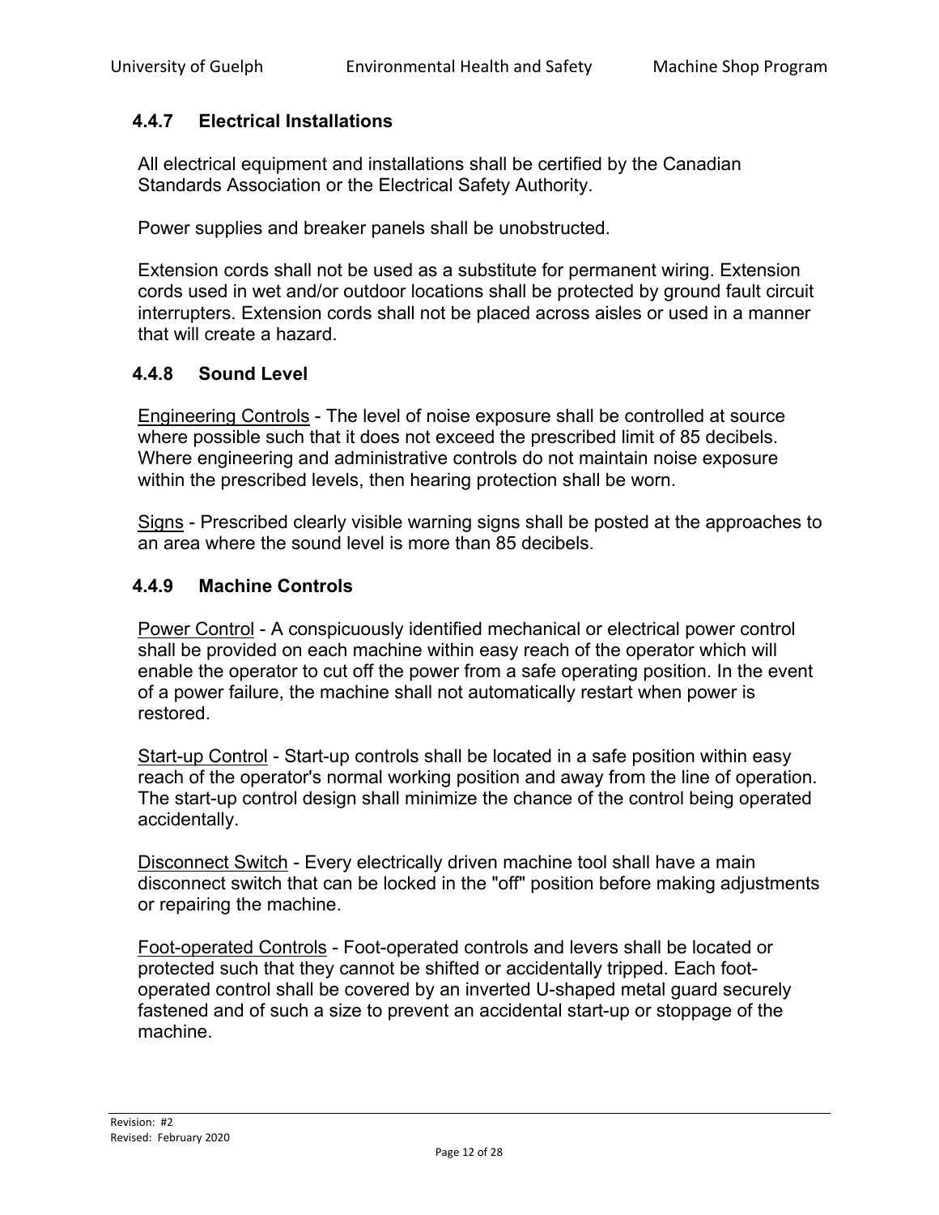### 4.4.7 Electrical Installations

All electrical equipment and installations shall be certified by the Canadian Standards Association or the Electrical Safety Authority.

Power supplies and breaker panels shall be unobstructed.

Extension cords shall not be used as a substitute for permanent wiring. Extension cords used in wet and/or outdoor locations shall be protected by ground fault circuit interrupters. Extension cords shall not be placed across aisles or used in a manner that will create a hazard.

### 4.4.8 Sound Level

Engineering Controls - The level of noise exposure shall be controlled at source where possible such that it does not exceed the prescribed limit of 85 decibels. Where engineering and administrative controls do not maintain noise exposure within the prescribed levels, then hearing protection shall be worn.

Signs - Prescribed clearly visible warning signs shall be posted at the approaches to an area where the sound level is more than 85 decibels.

### 4.4.9 Machine Controls

Power Control - A conspicuously identified mechanical or electrical power control shall be provided on each machine within easy reach of the operator which will enable the operator to cut off the power from a safe operating position. In the event of a power failure, the machine shall not automatically restart when power is restored.

Start-up Control - Start-up controls shall be located in a safe position within easy reach of the operator's normal working position and away from the line of operation. The start-up control design shall minimize the chance of the control being operated accidentally.

Disconnect Switch - Every electrically driven machine tool shall have a main disconnect switch that can be locked in the "off" position before making adjustments or repairing the machine.

Foot-operated Controls - Foot-operated controls and levers shall be located or protected such that they cannot be shifted or accidentally tripped. Each foot-operated control shall be covered by an inverted U-shaped metal guard securely fastened and of such a size to prevent an accidental start-up or stoppage of the machine.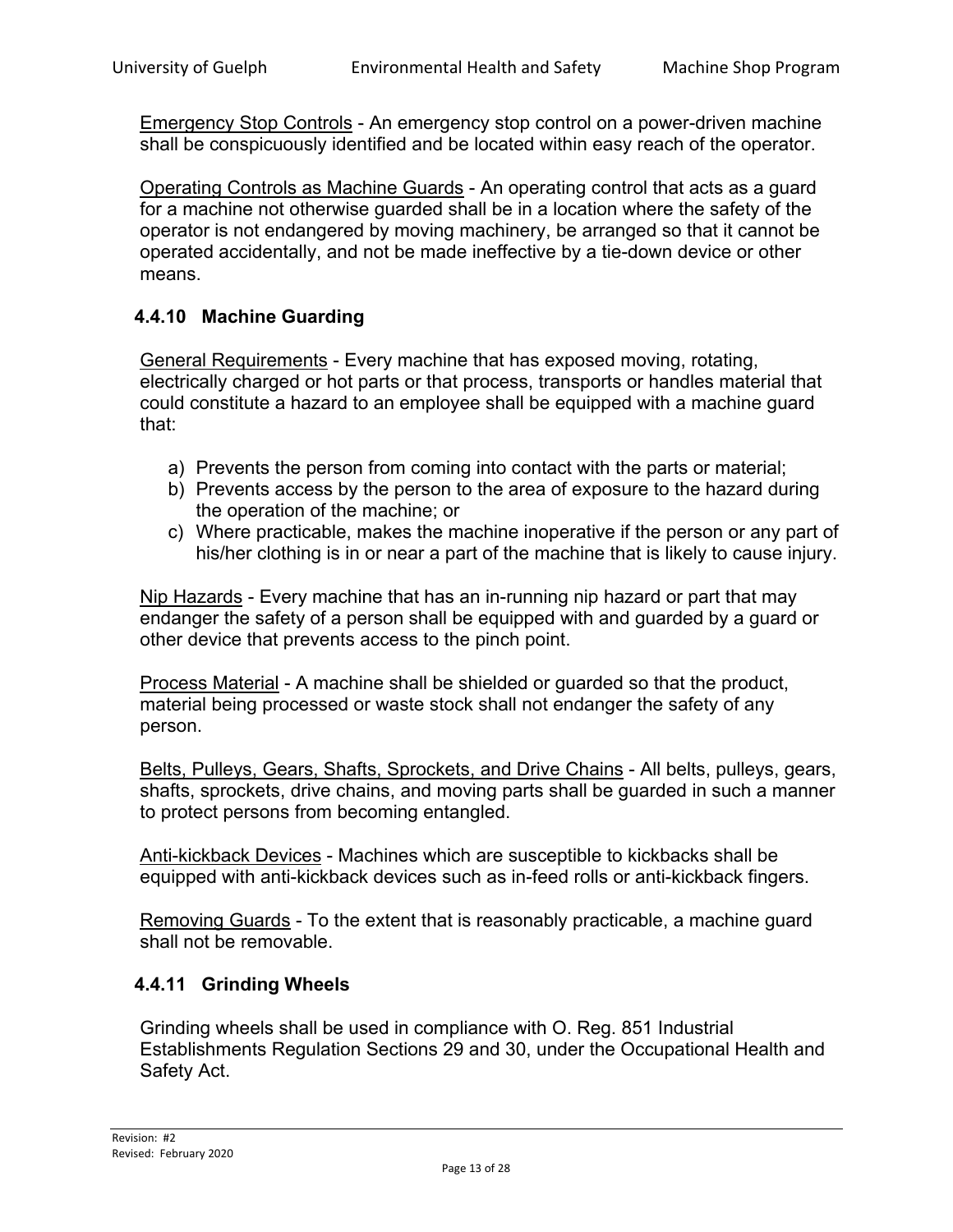Emergency Stop Controls - An emergency stop control on a power-driven machine shall be conspicuously identified and be located within easy reach of the operator.

Operating Controls as Machine Guards - An operating control that acts as a guard for a machine not otherwise guarded shall be in a location where the safety of the operator is not endangered by moving machinery, be arranged so that it cannot be operated accidentally, and not be made ineffective by a tie-down device or other means.

### 4.4.10 Machine Guarding

General Requirements - Every machine that has exposed moving, rotating, electrically charged or hot parts or that process, transports or handles material that could constitute a hazard to an employee shall be equipped with a machine guard that:

a) Prevents the person from coming into contact with the parts or material;
b) Prevents access by the person to the area of exposure to the hazard during the operation of the machine; or
c) Where practicable, makes the machine inoperative if the person or any part of his/her clothing is in or near a part of the machine that is likely to cause injury.

Nip Hazards - Every machine that has an in-running nip hazard or part that may endanger the safety of a person shall be equipped with and guarded by a guard or other device that prevents access to the pinch point.

Process Material - A machine shall be shielded or guarded so that the product, material being processed or waste stock shall not endanger the safety of any person.

Belts, Pulleys, Gears, Shafts, Sprockets, and Drive Chains - All belts, pulleys, gears, shafts, sprockets, drive chains, and moving parts shall be guarded in such a manner to protect persons from becoming entangled.

Anti-kickback Devices - Machines which are susceptible to kickbacks shall be equipped with anti-kickback devices such as in-feed rolls or anti-kickback fingers.

Removing Guards - To the extent that is reasonably practicable, a machine guard shall not be removable.

### 4.4.11 Grinding Wheels

Grinding wheels shall be used in compliance with O. Reg. 851 Industrial Establishments Regulation Sections 29 and 30, under the Occupational Health and Safety Act.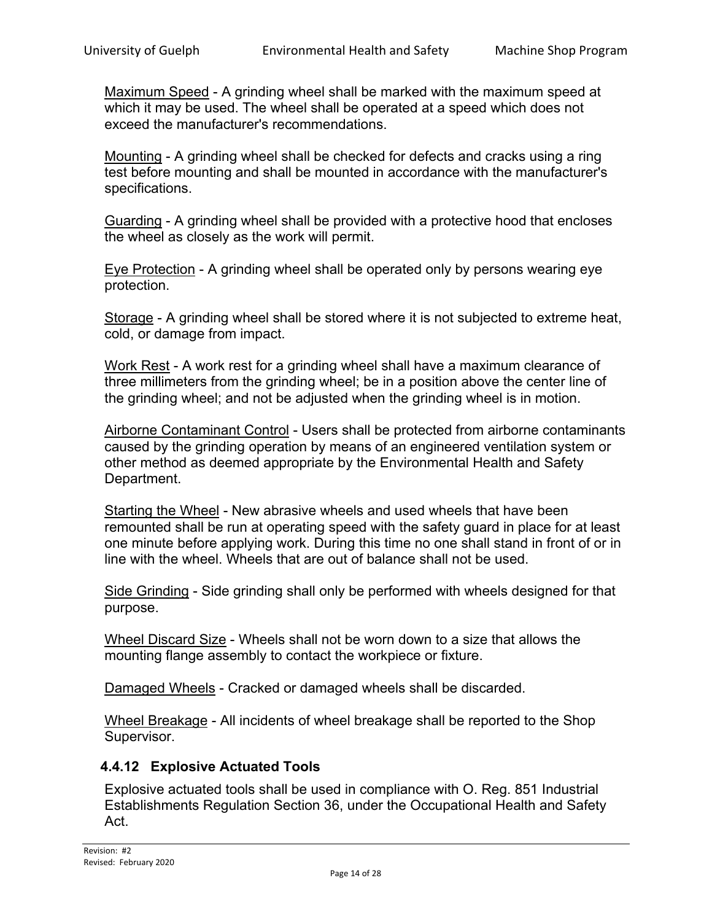<u>Maximum Speed</u> - A grinding wheel shall be marked with the maximum speed at which it may be used. The wheel shall be operated at a speed which does not exceed the manufacturer's recommendations.

<u>Mounting</u> - A grinding wheel shall be checked for defects and cracks using a ring test before mounting and shall be mounted in accordance with the manufacturer's specifications.

<u>Guarding</u> - A grinding wheel shall be provided with a protective hood that encloses the wheel as closely as the work will permit.

<u>Eye Protection</u> - A grinding wheel shall be operated only by persons wearing eye protection.

<u>Storage</u> - A grinding wheel shall be stored where it is not subjected to extreme heat, cold, or damage from impact.

<u>Work Rest</u> - A work rest for a grinding wheel shall have a maximum clearance of three millimeters from the grinding wheel; be in a position above the center line of the grinding wheel; and not be adjusted when the grinding wheel is in motion.

<u>Airborne Contaminant Control</u> - Users shall be protected from airborne contaminants caused by the grinding operation by means of an engineered ventilation system or other method as deemed appropriate by the Environmental Health and Safety Department.

<u>Starting the Wheel</u> - New abrasive wheels and used wheels that have been remounted shall be run at operating speed with the safety guard in place for at least one minute before applying work. During this time no one shall stand in front of or in line with the wheel. Wheels that are out of balance shall not be used.

<u>Side Grinding</u> - Side grinding shall only be performed with wheels designed for that purpose.

<u>Wheel Discard Size</u> - Wheels shall not be worn down to a size that allows the mounting flange assembly to contact the workpiece or fixture.

<u>Damaged Wheels</u> - Cracked or damaged wheels shall be discarded.

<u>Wheel Breakage</u> - All incidents of wheel breakage shall be reported to the Shop Supervisor.

### 4.4.12 Explosive Actuated Tools

Explosive actuated tools shall be used in compliance with O. Reg. 851 Industrial Establishments Regulation Section 36, under the Occupational Health and Safety Act.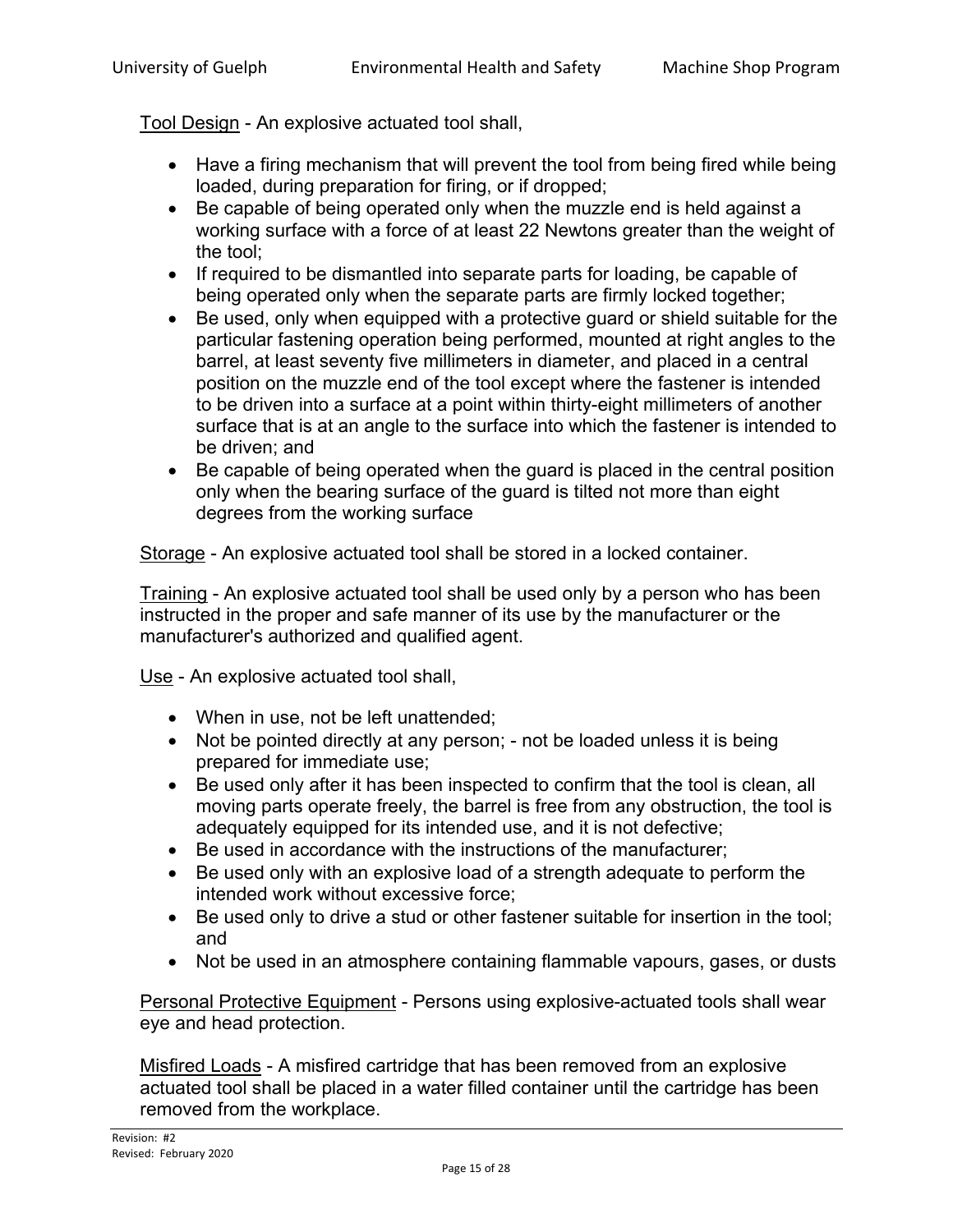Tool Design - An explosive actuated tool shall,

- Have a firing mechanism that will prevent the tool from being fired while being loaded, during preparation for firing, or if dropped;
- Be capable of being operated only when the muzzle end is held against a working surface with a force of at least 22 Newtons greater than the weight of the tool;
- If required to be dismantled into separate parts for loading, be capable of being operated only when the separate parts are firmly locked together;
- Be used, only when equipped with a protective guard or shield suitable for the particular fastening operation being performed, mounted at right angles to the barrel, at least seventy five millimeters in diameter, and placed in a central position on the muzzle end of the tool except where the fastener is intended to be driven into a surface at a point within thirty-eight millimeters of another surface that is at an angle to the surface into which the fastener is intended to be driven; and
- Be capable of being operated when the guard is placed in the central position only when the bearing surface of the guard is tilted not more than eight degrees from the working surface

Storage - An explosive actuated tool shall be stored in a locked container.

Training - An explosive actuated tool shall be used only by a person who has been instructed in the proper and safe manner of its use by the manufacturer or the manufacturer's authorized and qualified agent.

Use - An explosive actuated tool shall,

- When in use, not be left unattended;
- Not be pointed directly at any person; - not be loaded unless it is being prepared for immediate use;
- Be used only after it has been inspected to confirm that the tool is clean, all moving parts operate freely, the barrel is free from any obstruction, the tool is adequately equipped for its intended use, and it is not defective;
- Be used in accordance with the instructions of the manufacturer;
- Be used only with an explosive load of a strength adequate to perform the intended work without excessive force;
- Be used only to drive a stud or other fastener suitable for insertion in the tool; and
- Not be used in an atmosphere containing flammable vapours, gases, or dusts

Personal Protective Equipment - Persons using explosive-actuated tools shall wear eye and head protection.

Misfired Loads - A misfired cartridge that has been removed from an explosive actuated tool shall be placed in a water filled container until the cartridge has been removed from the workplace.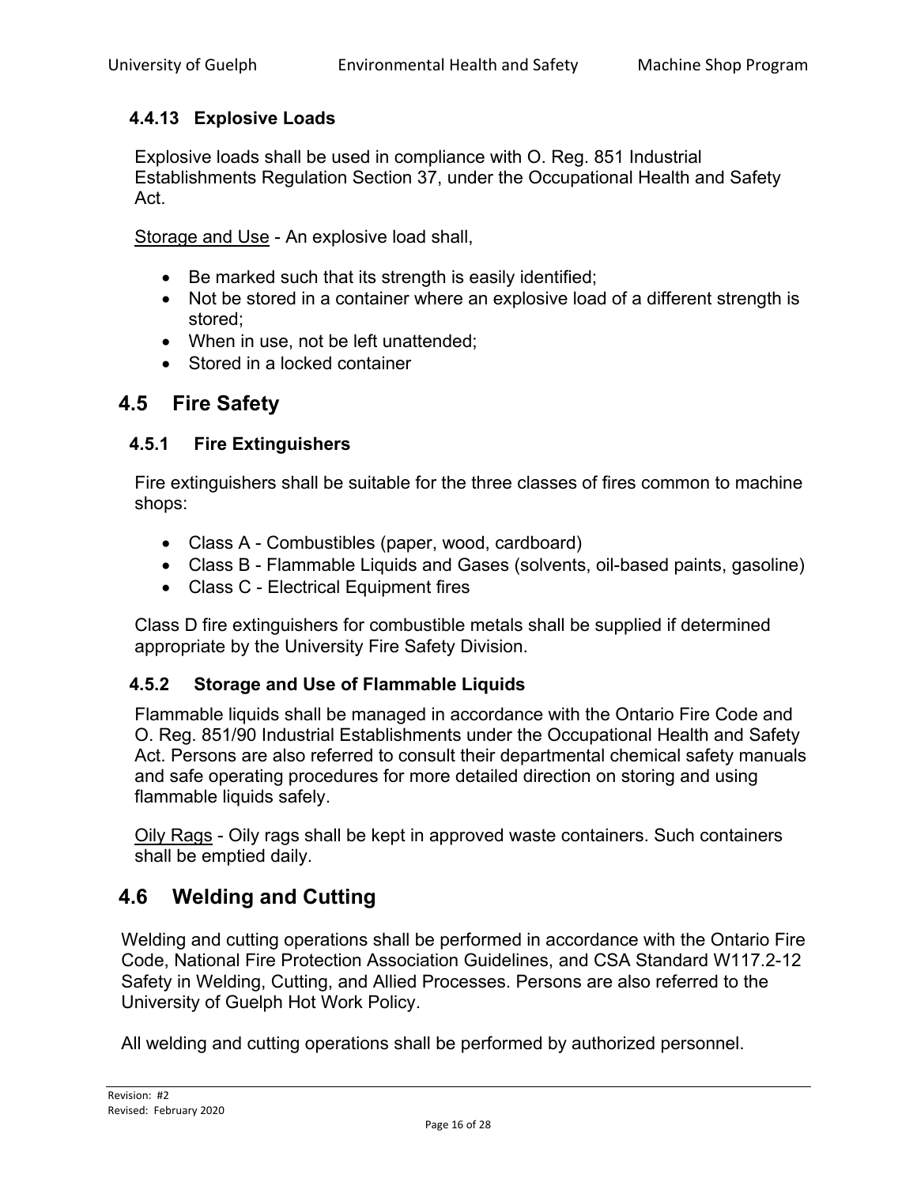### 4.4.13 Explosive Loads

Explosive loads shall be used in compliance with O. Reg. 851 Industrial Establishments Regulation Section 37, under the Occupational Health and Safety Act.

Storage and Use - An explosive load shall,

- Be marked such that its strength is easily identified;
- Not be stored in a container where an explosive load of a different strength is stored;
- When in use, not be left unattended;
- Stored in a locked container

## 4.5 Fire Safety

### 4.5.1 Fire Extinguishers

Fire extinguishers shall be suitable for the three classes of fires common to machine shops:

- Class A - Combustibles (paper, wood, cardboard)
- Class B - Flammable Liquids and Gases (solvents, oil-based paints, gasoline)
- Class C - Electrical Equipment fires

Class D fire extinguishers for combustible metals shall be supplied if determined appropriate by the University Fire Safety Division.

### 4.5.2 Storage and Use of Flammable Liquids

Flammable liquids shall be managed in accordance with the Ontario Fire Code and O. Reg. 851/90 Industrial Establishments under the Occupational Health and Safety Act. Persons are also referred to consult their departmental chemical safety manuals and safe operating procedures for more detailed direction on storing and using flammable liquids safely.

Oily Rags - Oily rags shall be kept in approved waste containers. Such containers shall be emptied daily.

## 4.6 Welding and Cutting

Welding and cutting operations shall be performed in accordance with the Ontario Fire Code, National Fire Protection Association Guidelines, and CSA Standard W117.2-12 Safety in Welding, Cutting, and Allied Processes. Persons are also referred to the University of Guelph Hot Work Policy.

All welding and cutting operations shall be performed by authorized personnel.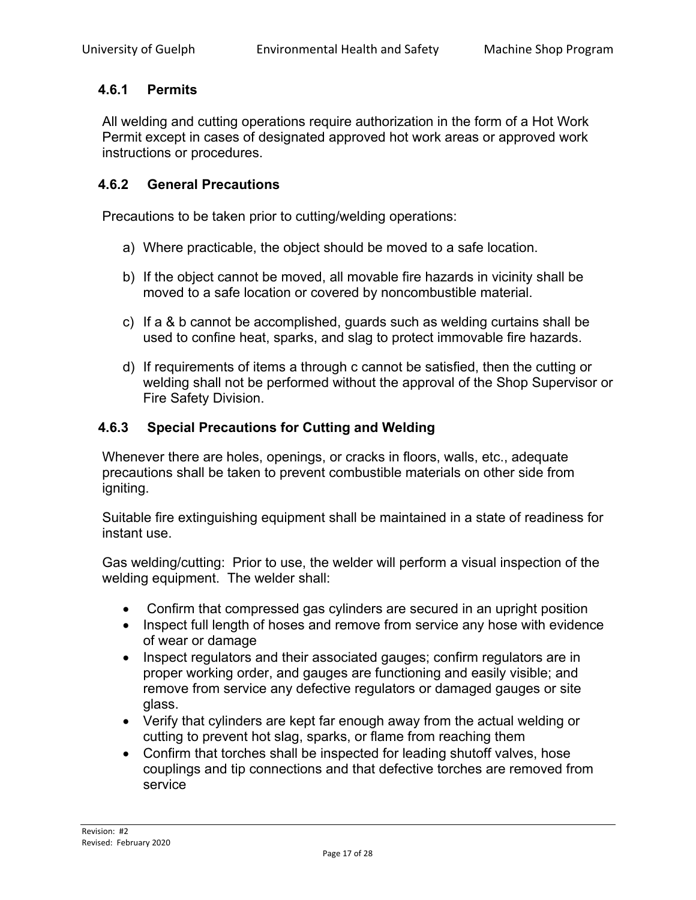### 4.6.1 Permits

All welding and cutting operations require authorization in the form of a Hot Work Permit except in cases of designated approved hot work areas or approved work instructions or procedures.

### 4.6.2 General Precautions

Precautions to be taken prior to cutting/welding operations:

a) Where practicable, the object should be moved to a safe location.

b) If the object cannot be moved, all movable fire hazards in vicinity shall be moved to a safe location or covered by noncombustible material.

c) If a & b cannot be accomplished, guards such as welding curtains shall be used to confine heat, sparks, and slag to protect immovable fire hazards.

d) If requirements of items a through c cannot be satisfied, then the cutting or welding shall not be performed without the approval of the Shop Supervisor or Fire Safety Division.

### 4.6.3 Special Precautions for Cutting and Welding

Whenever there are holes, openings, or cracks in floors, walls, etc., adequate precautions shall be taken to prevent combustible materials on other side from igniting.

Suitable fire extinguishing equipment shall be maintained in a state of readiness for instant use.

Gas welding/cutting: Prior to use, the welder will perform a visual inspection of the welding equipment. The welder shall:

- Confirm that compressed gas cylinders are secured in an upright position
- Inspect full length of hoses and remove from service any hose with evidence of wear or damage
- Inspect regulators and their associated gauges; confirm regulators are in proper working order, and gauges are functioning and easily visible; and remove from service any defective regulators or damaged gauges or site glass.
- Verify that cylinders are kept far enough away from the actual welding or cutting to prevent hot slag, sparks, or flame from reaching them
- Confirm that torches shall be inspected for leading shutoff valves, hose couplings and tip connections and that defective torches are removed from service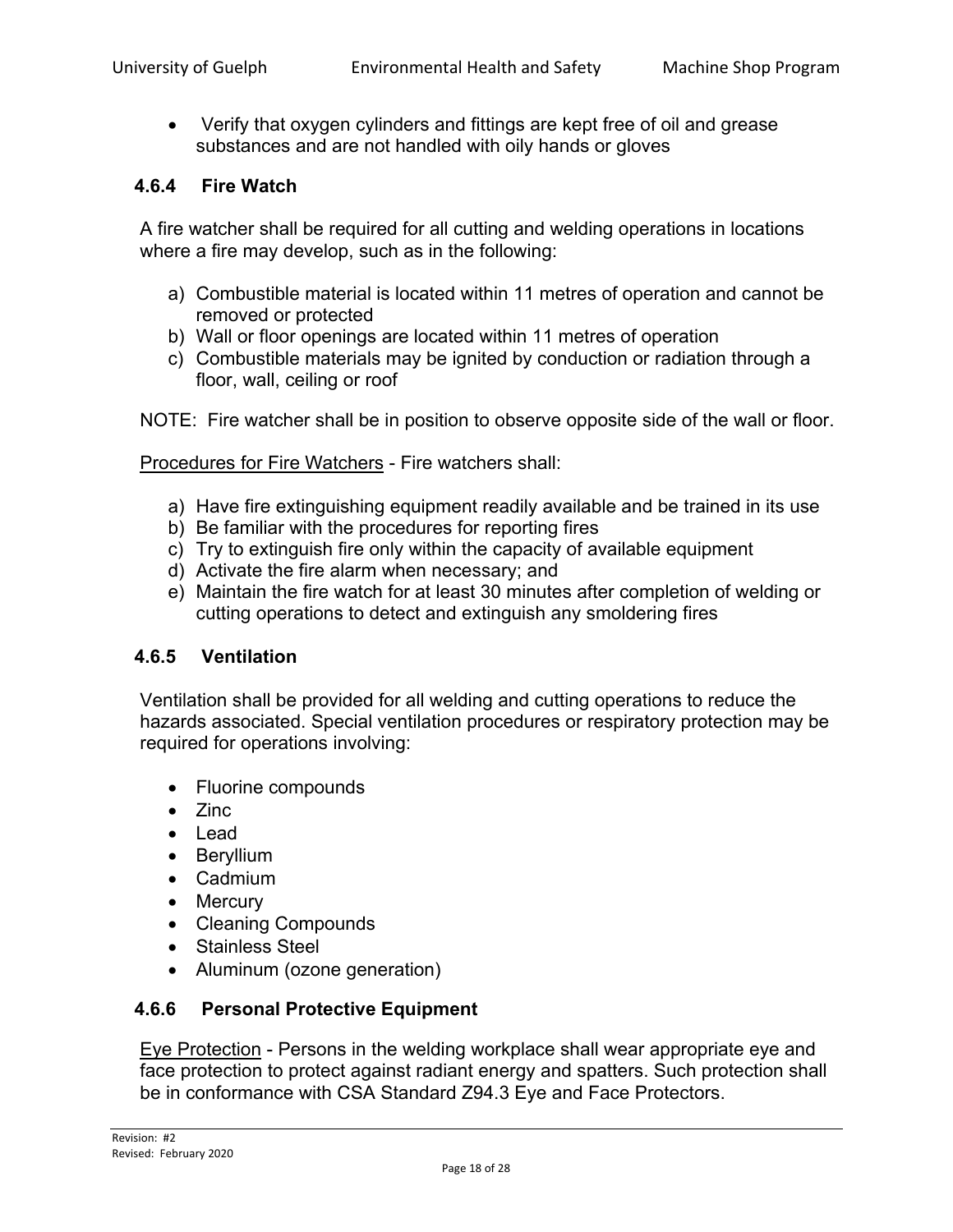- Verify that oxygen cylinders and fittings are kept free of oil and grease substances and are not handled with oily hands or gloves

### 4.6.4 Fire Watch

A fire watcher shall be required for all cutting and welding operations in locations where a fire may develop, such as in the following:

a) Combustible material is located within 11 metres of operation and cannot be removed or protected
b) Wall or floor openings are located within 11 metres of operation
c) Combustible materials may be ignited by conduction or radiation through a floor, wall, ceiling or roof

NOTE: Fire watcher shall be in position to observe opposite side of the wall or floor.

Procedures for Fire Watchers - Fire watchers shall:

a) Have fire extinguishing equipment readily available and be trained in its use
b) Be familiar with the procedures for reporting fires
c) Try to extinguish fire only within the capacity of available equipment
d) Activate the fire alarm when necessary; and
e) Maintain the fire watch for at least 30 minutes after completion of welding or cutting operations to detect and extinguish any smoldering fires

### 4.6.5 Ventilation

Ventilation shall be provided for all welding and cutting operations to reduce the hazards associated. Special ventilation procedures or respiratory protection may be required for operations involving:

- Fluorine compounds
- Zinc
- Lead
- Beryllium
- Cadmium
- Mercury
- Cleaning Compounds
- Stainless Steel
- Aluminum (ozone generation)

### 4.6.6 Personal Protective Equipment

Eye Protection - Persons in the welding workplace shall wear appropriate eye and face protection to protect against radiant energy and spatters. Such protection shall be in conformance with CSA Standard Z94.3 Eye and Face Protectors.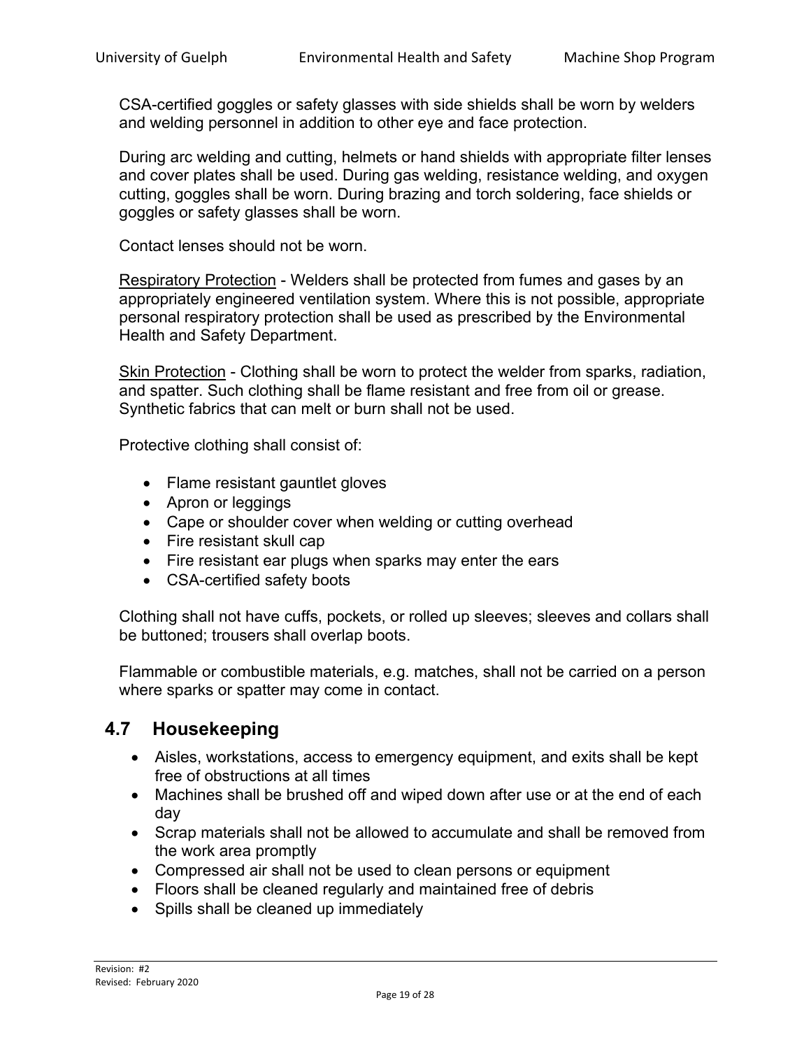CSA-certified goggles or safety glasses with side shields shall be worn by welders and welding personnel in addition to other eye and face protection.

During arc welding and cutting, helmets or hand shields with appropriate filter lenses and cover plates shall be used. During gas welding, resistance welding, and oxygen cutting, goggles shall be worn. During brazing and torch soldering, face shields or goggles or safety glasses shall be worn.

Contact lenses should not be worn.

Respiratory Protection - Welders shall be protected from fumes and gases by an appropriately engineered ventilation system. Where this is not possible, appropriate personal respiratory protection shall be used as prescribed by the Environmental Health and Safety Department.

Skin Protection - Clothing shall be worn to protect the welder from sparks, radiation, and spatter. Such clothing shall be flame resistant and free from oil or grease. Synthetic fabrics that can melt or burn shall not be used.

Protective clothing shall consist of:

- Flame resistant gauntlet gloves
- Apron or leggings
- Cape or shoulder cover when welding or cutting overhead
- Fire resistant skull cap
- Fire resistant ear plugs when sparks may enter the ears
- CSA-certified safety boots

Clothing shall not have cuffs, pockets, or rolled up sleeves; sleeves and collars shall be buttoned; trousers shall overlap boots.

Flammable or combustible materials, e.g. matches, shall not be carried on a person where sparks or spatter may come in contact.

## 4.7 Housekeeping

- Aisles, workstations, access to emergency equipment, and exits shall be kept free of obstructions at all times
- Machines shall be brushed off and wiped down after use or at the end of each day
- Scrap materials shall not be allowed to accumulate and shall be removed from the work area promptly
- Compressed air shall not be used to clean persons or equipment
- Floors shall be cleaned regularly and maintained free of debris
- Spills shall be cleaned up immediately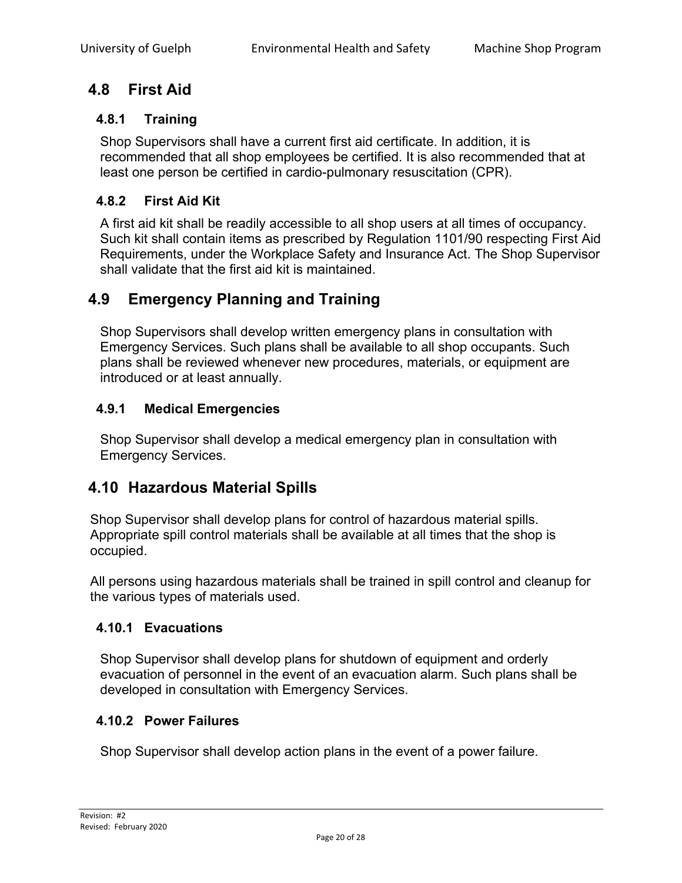## 4.8 First Aid

### 4.8.1 Training

Shop Supervisors shall have a current first aid certificate. In addition, it is recommended that all shop employees be certified. It is also recommended that at least one person be certified in cardio-pulmonary resuscitation (CPR).

### 4.8.2 First Aid Kit

A first aid kit shall be readily accessible to all shop users at all times of occupancy. Such kit shall contain items as prescribed by Regulation 1101/90 respecting First Aid Requirements, under the Workplace Safety and Insurance Act. The Shop Supervisor shall validate that the first aid kit is maintained.

## 4.9 Emergency Planning and Training

Shop Supervisors shall develop written emergency plans in consultation with Emergency Services. Such plans shall be available to all shop occupants. Such plans shall be reviewed whenever new procedures, materials, or equipment are introduced or at least annually.

### 4.9.1 Medical Emergencies

Shop Supervisor shall develop a medical emergency plan in consultation with Emergency Services.

## 4.10 Hazardous Material Spills

Shop Supervisor shall develop plans for control of hazardous material spills. Appropriate spill control materials shall be available at all times that the shop is occupied.

All persons using hazardous materials shall be trained in spill control and cleanup for the various types of materials used.

### 4.10.1 Evacuations

Shop Supervisor shall develop plans for shutdown of equipment and orderly evacuation of personnel in the event of an evacuation alarm. Such plans shall be developed in consultation with Emergency Services.

### 4.10.2 Power Failures

Shop Supervisor shall develop action plans in the event of a power failure.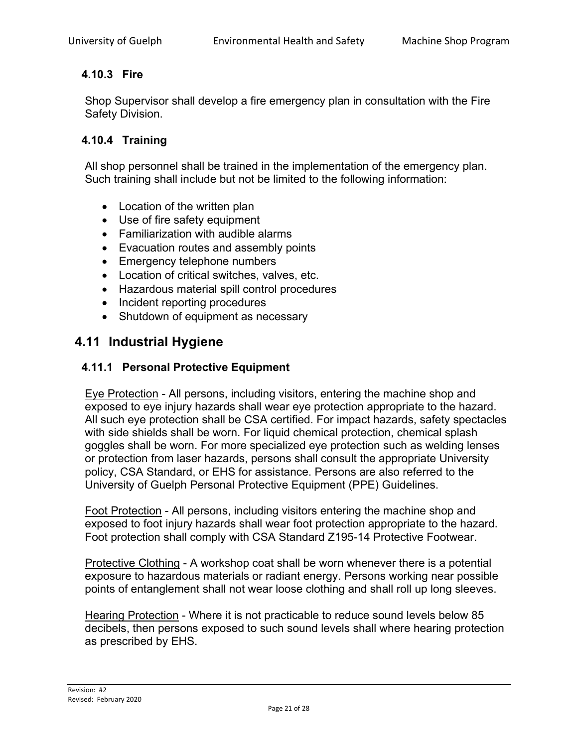### 4.10.3 Fire

Shop Supervisor shall develop a fire emergency plan in consultation with the Fire Safety Division.

### 4.10.4 Training

All shop personnel shall be trained in the implementation of the emergency plan. Such training shall include but not be limited to the following information:

- Location of the written plan
- Use of fire safety equipment
- Familiarization with audible alarms
- Evacuation routes and assembly points
- Emergency telephone numbers
- Location of critical switches, valves, etc.
- Hazardous material spill control procedures
- Incident reporting procedures
- Shutdown of equipment as necessary

## 4.11 Industrial Hygiene

### 4.11.1 Personal Protective Equipment

Eye Protection - All persons, including visitors, entering the machine shop and exposed to eye injury hazards shall wear eye protection appropriate to the hazard. All such eye protection shall be CSA certified. For impact hazards, safety spectacles with side shields shall be worn. For liquid chemical protection, chemical splash goggles shall be worn. For more specialized eye protection such as welding lenses or protection from laser hazards, persons shall consult the appropriate University policy, CSA Standard, or EHS for assistance. Persons are also referred to the University of Guelph Personal Protective Equipment (PPE) Guidelines.

Foot Protection - All persons, including visitors entering the machine shop and exposed to foot injury hazards shall wear foot protection appropriate to the hazard. Foot protection shall comply with CSA Standard Z195-14 Protective Footwear.

Protective Clothing - A workshop coat shall be worn whenever there is a potential exposure to hazardous materials or radiant energy. Persons working near possible points of entanglement shall not wear loose clothing and shall roll up long sleeves.

Hearing Protection - Where it is not practicable to reduce sound levels below 85 decibels, then persons exposed to such sound levels shall where hearing protection as prescribed by EHS.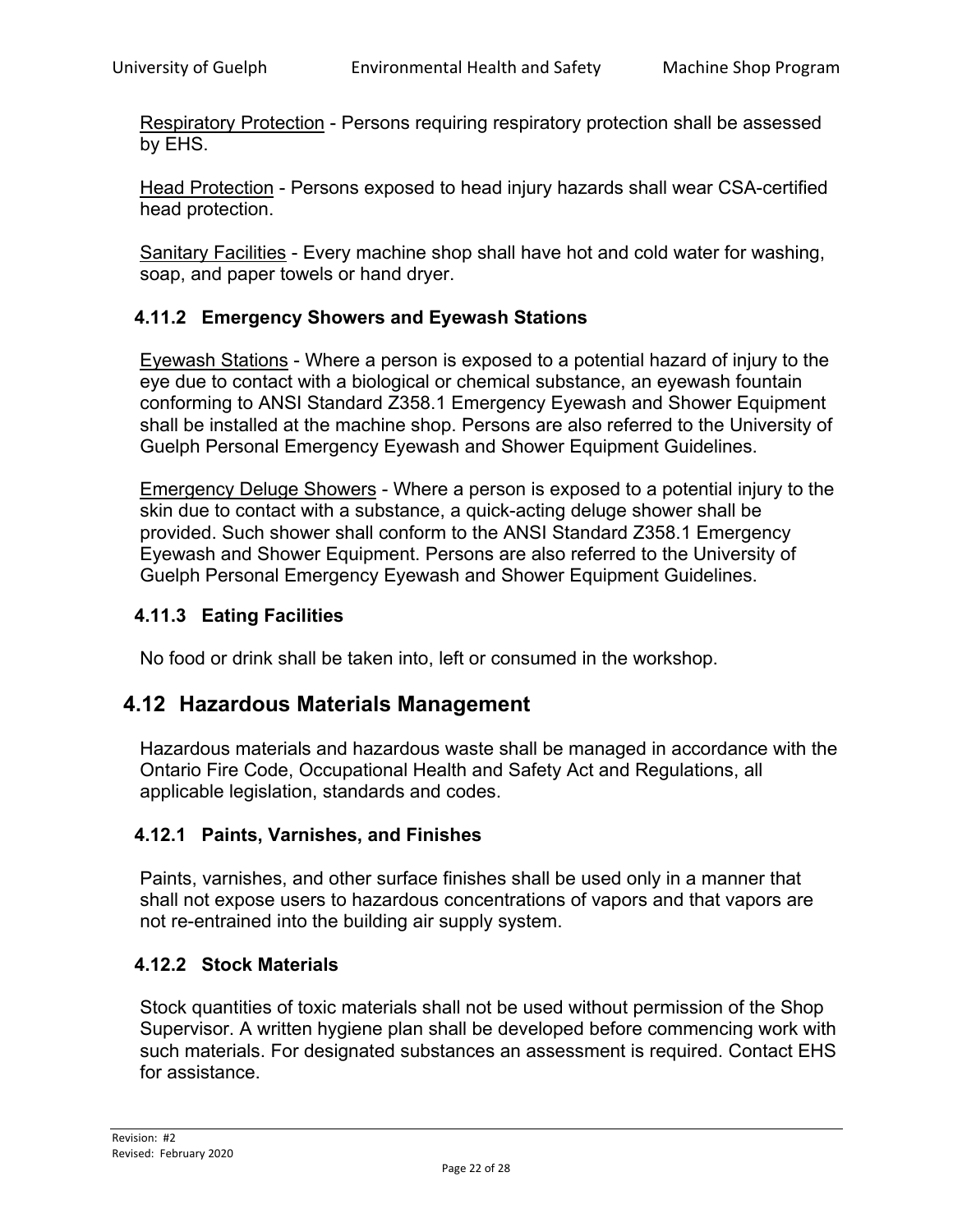Respiratory Protection - Persons requiring respiratory protection shall be assessed by EHS.

Head Protection - Persons exposed to head injury hazards shall wear CSA-certified head protection.

Sanitary Facilities - Every machine shop shall have hot and cold water for washing, soap, and paper towels or hand dryer.

### 4.11.2 Emergency Showers and Eyewash Stations

Eyewash Stations - Where a person is exposed to a potential hazard of injury to the eye due to contact with a biological or chemical substance, an eyewash fountain conforming to ANSI Standard Z358.1 Emergency Eyewash and Shower Equipment shall be installed at the machine shop. Persons are also referred to the University of Guelph Personal Emergency Eyewash and Shower Equipment Guidelines.

Emergency Deluge Showers - Where a person is exposed to a potential injury to the skin due to contact with a substance, a quick-acting deluge shower shall be provided. Such shower shall conform to the ANSI Standard Z358.1 Emergency Eyewash and Shower Equipment. Persons are also referred to the University of Guelph Personal Emergency Eyewash and Shower Equipment Guidelines.

### 4.11.3 Eating Facilities

No food or drink shall be taken into, left or consumed in the workshop.

## 4.12 Hazardous Materials Management

Hazardous materials and hazardous waste shall be managed in accordance with the Ontario Fire Code, Occupational Health and Safety Act and Regulations, all applicable legislation, standards and codes.

### 4.12.1 Paints, Varnishes, and Finishes

Paints, varnishes, and other surface finishes shall be used only in a manner that shall not expose users to hazardous concentrations of vapors and that vapors are not re-entrained into the building air supply system.

### 4.12.2 Stock Materials

Stock quantities of toxic materials shall not be used without permission of the Shop Supervisor. A written hygiene plan shall be developed before commencing work with such materials. For designated substances an assessment is required. Contact EHS for assistance.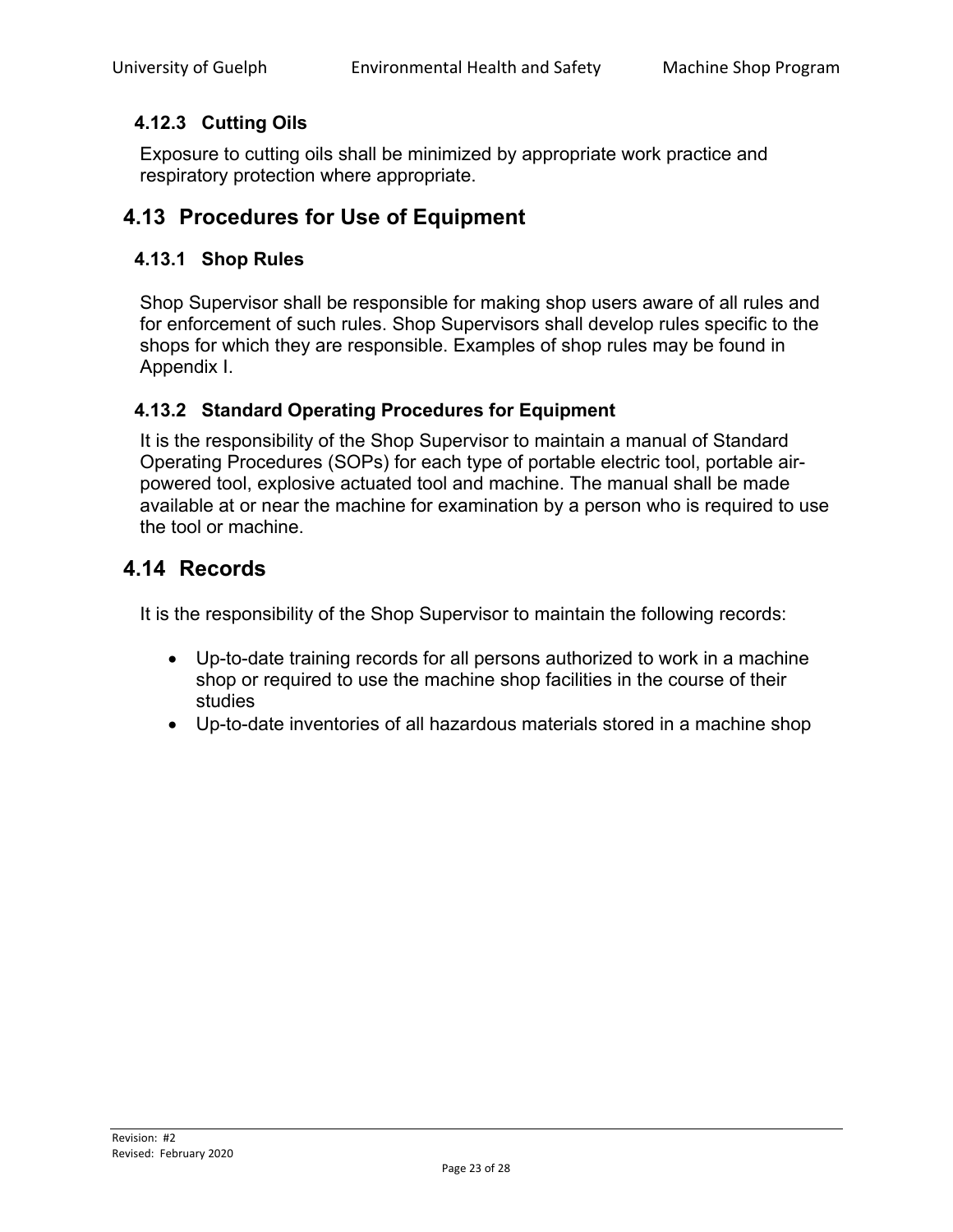### 4.12.3 Cutting Oils

Exposure to cutting oils shall be minimized by appropriate work practice and respiratory protection where appropriate.

## 4.13 Procedures for Use of Equipment

### 4.13.1 Shop Rules

Shop Supervisor shall be responsible for making shop users aware of all rules and for enforcement of such rules. Shop Supervisors shall develop rules specific to the shops for which they are responsible. Examples of shop rules may be found in Appendix I.

### 4.13.2 Standard Operating Procedures for Equipment

It is the responsibility of the Shop Supervisor to maintain a manual of Standard Operating Procedures (SOPs) for each type of portable electric tool, portable air-powered tool, explosive actuated tool and machine. The manual shall be made available at or near the machine for examination by a person who is required to use the tool or machine.

## 4.14 Records

It is the responsibility of the Shop Supervisor to maintain the following records:

- Up-to-date training records for all persons authorized to work in a machine shop or required to use the machine shop facilities in the course of their studies
- Up-to-date inventories of all hazardous materials stored in a machine shop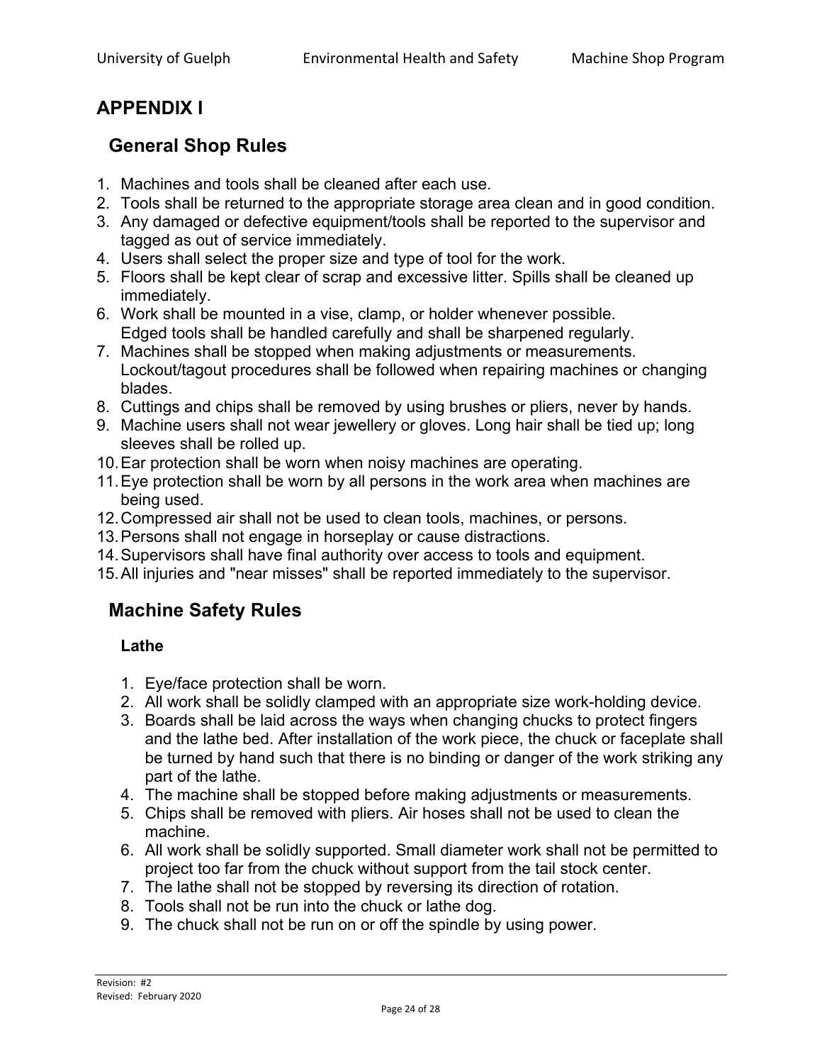# APPENDIX I

## General Shop Rules

1. Machines and tools shall be cleaned after each use.
2. Tools shall be returned to the appropriate storage area clean and in good condition.
3. Any damaged or defective equipment/tools shall be reported to the supervisor and tagged as out of service immediately.
4. Users shall select the proper size and type of tool for the work.
5. Floors shall be kept clear of scrap and excessive litter. Spills shall be cleaned up immediately.
6. Work shall be mounted in a vise, clamp, or holder whenever possible. Edged tools shall be handled carefully and shall be sharpened regularly.
7. Machines shall be stopped when making adjustments or measurements. Lockout/tagout procedures shall be followed when repairing machines or changing blades.
8. Cuttings and chips shall be removed by using brushes or pliers, never by hands.
9. Machine users shall not wear jewellery or gloves. Long hair shall be tied up; long sleeves shall be rolled up.
10. Ear protection shall be worn when noisy machines are operating.
11. Eye protection shall be worn by all persons in the work area when machines are being used.
12. Compressed air shall not be used to clean tools, machines, or persons.
13. Persons shall not engage in horseplay or cause distractions.
14. Supervisors shall have final authority over access to tools and equipment.
15. All injuries and "near misses" shall be reported immediately to the supervisor.

## Machine Safety Rules

### Lathe

1. Eye/face protection shall be worn.
2. All work shall be solidly clamped with an appropriate size work-holding device.
3. Boards shall be laid across the ways when changing chucks to protect fingers and the lathe bed. After installation of the work piece, the chuck or faceplate shall be turned by hand such that there is no binding or danger of the work striking any part of the lathe.
4. The machine shall be stopped before making adjustments or measurements.
5. Chips shall be removed with pliers. Air hoses shall not be used to clean the machine.
6. All work shall be solidly supported. Small diameter work shall not be permitted to project too far from the chuck without support from the tail stock center.
7. The lathe shall not be stopped by reversing its direction of rotation.
8. Tools shall not be run into the chuck or lathe dog.
9. The chuck shall not be run on or off the spindle by using power.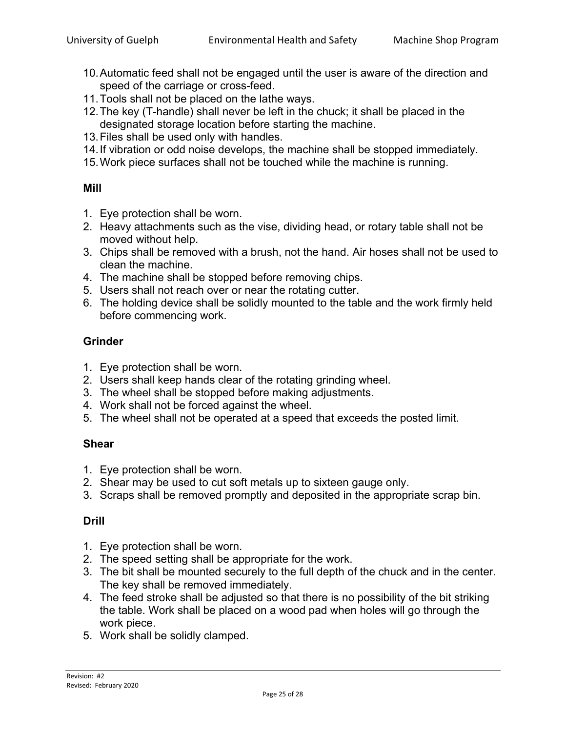10. Automatic feed shall not be engaged until the user is aware of the direction and speed of the carriage or cross-feed.
11. Tools shall not be placed on the lathe ways.
12. The key (T-handle) shall never be left in the chuck; it shall be placed in the designated storage location before starting the machine.
13. Files shall be used only with handles.
14. If vibration or odd noise develops, the machine shall be stopped immediately.
15. Work piece surfaces shall not be touched while the machine is running.

**Mill**

1. Eye protection shall be worn.
2. Heavy attachments such as the vise, dividing head, or rotary table shall not be moved without help.
3. Chips shall be removed with a brush, not the hand. Air hoses shall not be used to clean the machine.
4. The machine shall be stopped before removing chips.
5. Users shall not reach over or near the rotating cutter.
6. The holding device shall be solidly mounted to the table and the work firmly held before commencing work.

**Grinder**

1. Eye protection shall be worn.
2. Users shall keep hands clear of the rotating grinding wheel.
3. The wheel shall be stopped before making adjustments.
4. Work shall not be forced against the wheel.
5. The wheel shall not be operated at a speed that exceeds the posted limit.

**Shear**

1. Eye protection shall be worn.
2. Shear may be used to cut soft metals up to sixteen gauge only.
3. Scraps shall be removed promptly and deposited in the appropriate scrap bin.

**Drill**

1. Eye protection shall be worn.
2. The speed setting shall be appropriate for the work.
3. The bit shall be mounted securely to the full depth of the chuck and in the center. The key shall be removed immediately.
4. The feed stroke shall be adjusted so that there is no possibility of the bit striking the table. Work shall be placed on a wood pad when holes will go through the work piece.
5. Work shall be solidly clamped.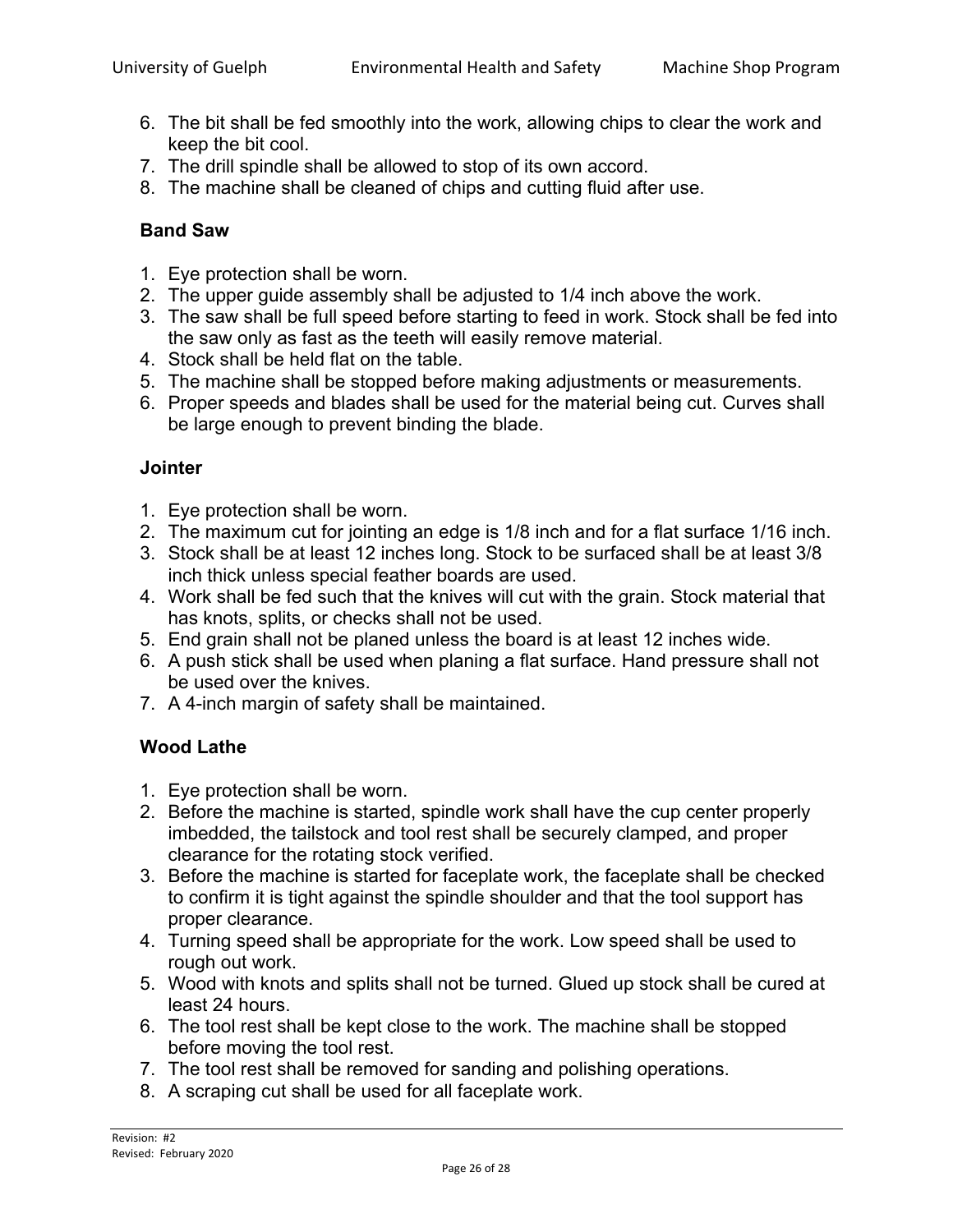6. The bit shall be fed smoothly into the work, allowing chips to clear the work and keep the bit cool.
7. The drill spindle shall be allowed to stop of its own accord.
8. The machine shall be cleaned of chips and cutting fluid after use.

### Band Saw

1. Eye protection shall be worn.
2. The upper guide assembly shall be adjusted to 1/4 inch above the work.
3. The saw shall be full speed before starting to feed in work. Stock shall be fed into the saw only as fast as the teeth will easily remove material.
4. Stock shall be held flat on the table.
5. The machine shall be stopped before making adjustments or measurements.
6. Proper speeds and blades shall be used for the material being cut. Curves shall be large enough to prevent binding the blade.

### Jointer

1. Eye protection shall be worn.
2. The maximum cut for jointing an edge is 1/8 inch and for a flat surface 1/16 inch.
3. Stock shall be at least 12 inches long. Stock to be surfaced shall be at least 3/8 inch thick unless special feather boards are used.
4. Work shall be fed such that the knives will cut with the grain. Stock material that has knots, splits, or checks shall not be used.
5. End grain shall not be planed unless the board is at least 12 inches wide.
6. A push stick shall be used when planing a flat surface. Hand pressure shall not be used over the knives.
7. A 4-inch margin of safety shall be maintained.

### Wood Lathe

1. Eye protection shall be worn.
2. Before the machine is started, spindle work shall have the cup center properly imbedded, the tailstock and tool rest shall be securely clamped, and proper clearance for the rotating stock verified.
3. Before the machine is started for faceplate work, the faceplate shall be checked to confirm it is tight against the spindle shoulder and that the tool support has proper clearance.
4. Turning speed shall be appropriate for the work. Low speed shall be used to rough out work.
5. Wood with knots and splits shall not be turned. Glued up stock shall be cured at least 24 hours.
6. The tool rest shall be kept close to the work. The machine shall be stopped before moving the tool rest.
7. The tool rest shall be removed for sanding and polishing operations.
8. A scraping cut shall be used for all faceplate work.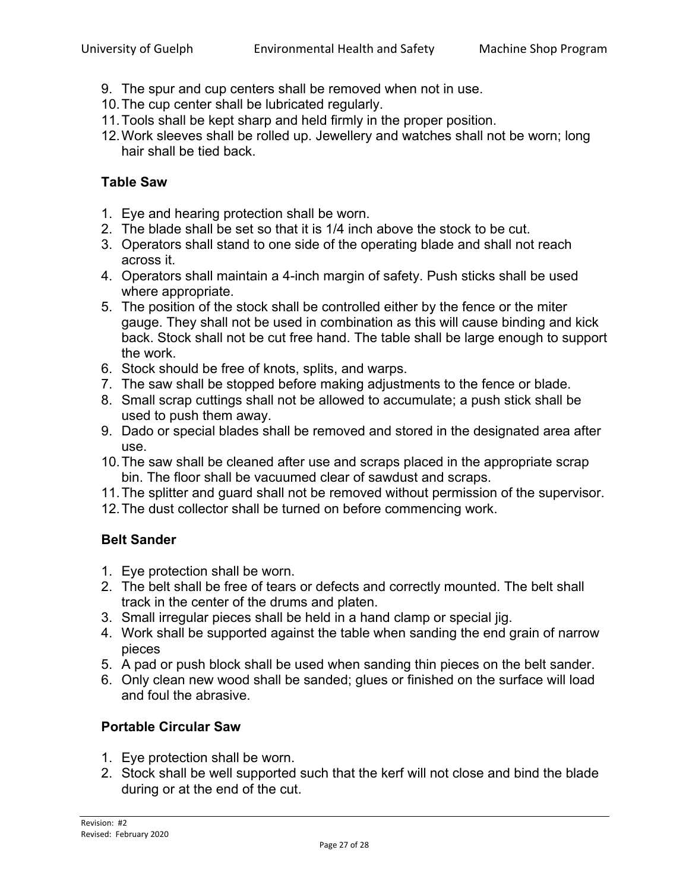9. The spur and cup centers shall be removed when not in use.
10. The cup center shall be lubricated regularly.
11. Tools shall be kept sharp and held firmly in the proper position.
12. Work sleeves shall be rolled up. Jewellery and watches shall not be worn; long hair shall be tied back.

### Table Saw

1. Eye and hearing protection shall be worn.
2. The blade shall be set so that it is 1/4 inch above the stock to be cut.
3. Operators shall stand to one side of the operating blade and shall not reach across it.
4. Operators shall maintain a 4-inch margin of safety. Push sticks shall be used where appropriate.
5. The position of the stock shall be controlled either by the fence or the miter gauge. They shall not be used in combination as this will cause binding and kick back. Stock shall not be cut free hand. The table shall be large enough to support the work.
6. Stock should be free of knots, splits, and warps.
7. The saw shall be stopped before making adjustments to the fence or blade.
8. Small scrap cuttings shall not be allowed to accumulate; a push stick shall be used to push them away.
9. Dado or special blades shall be removed and stored in the designated area after use.
10. The saw shall be cleaned after use and scraps placed in the appropriate scrap bin. The floor shall be vacuumed clear of sawdust and scraps.
11. The splitter and guard shall not be removed without permission of the supervisor.
12. The dust collector shall be turned on before commencing work.

### Belt Sander

1. Eye protection shall be worn.
2. The belt shall be free of tears or defects and correctly mounted. The belt shall track in the center of the drums and platen.
3. Small irregular pieces shall be held in a hand clamp or special jig.
4. Work shall be supported against the table when sanding the end grain of narrow pieces
5. A pad or push block shall be used when sanding thin pieces on the belt sander.
6. Only clean new wood shall be sanded; glues or finished on the surface will load and foul the abrasive.

### Portable Circular Saw

1. Eye protection shall be worn.
2. Stock shall be well supported such that the kerf will not close and bind the blade during or at the end of the cut.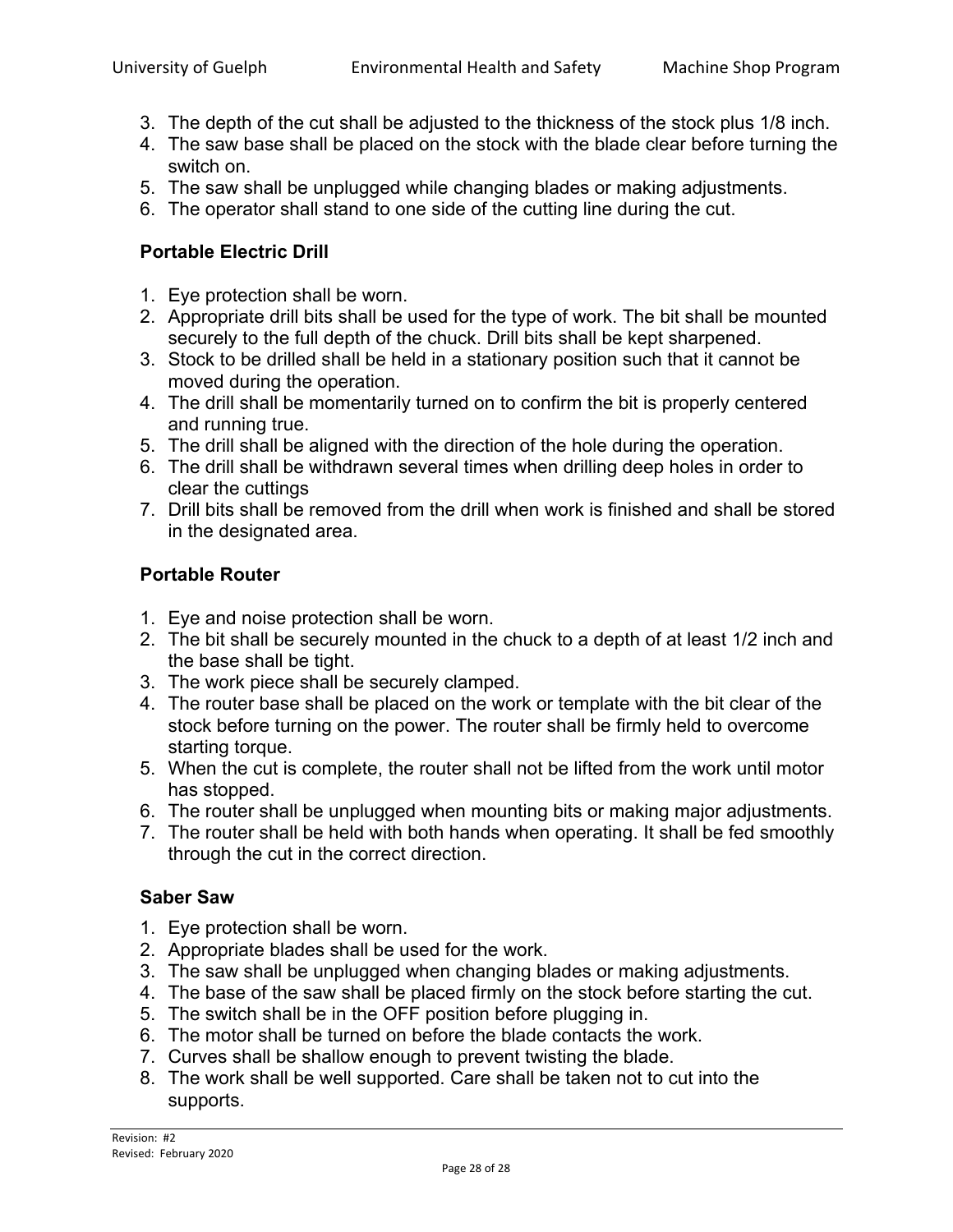3. The depth of the cut shall be adjusted to the thickness of the stock plus 1/8 inch.
4. The saw base shall be placed on the stock with the blade clear before turning the switch on.
5. The saw shall be unplugged while changing blades or making adjustments.
6. The operator shall stand to one side of the cutting line during the cut.

**Portable Electric Drill**

1. Eye protection shall be worn.
2. Appropriate drill bits shall be used for the type of work. The bit shall be mounted securely to the full depth of the chuck. Drill bits shall be kept sharpened.
3. Stock to be drilled shall be held in a stationary position such that it cannot be moved during the operation.
4. The drill shall be momentarily turned on to confirm the bit is properly centered and running true.
5. The drill shall be aligned with the direction of the hole during the operation.
6. The drill shall be withdrawn several times when drilling deep holes in order to clear the cuttings
7. Drill bits shall be removed from the drill when work is finished and shall be stored in the designated area.

**Portable Router**

1. Eye and noise protection shall be worn.
2. The bit shall be securely mounted in the chuck to a depth of at least 1/2 inch and the base shall be tight.
3. The work piece shall be securely clamped.
4. The router base shall be placed on the work or template with the bit clear of the stock before turning on the power. The router shall be firmly held to overcome starting torque.
5. When the cut is complete, the router shall not be lifted from the work until motor has stopped.
6. The router shall be unplugged when mounting bits or making major adjustments.
7. The router shall be held with both hands when operating. It shall be fed smoothly through the cut in the correct direction.

**Saber Saw**

1. Eye protection shall be worn.
2. Appropriate blades shall be used for the work.
3. The saw shall be unplugged when changing blades or making adjustments.
4. The base of the saw shall be placed firmly on the stock before starting the cut.
5. The switch shall be in the OFF position before plugging in.
6. The motor shall be turned on before the blade contacts the work.
7. Curves shall be shallow enough to prevent twisting the blade.
8. The work shall be well supported. Care shall be taken not to cut into the supports.